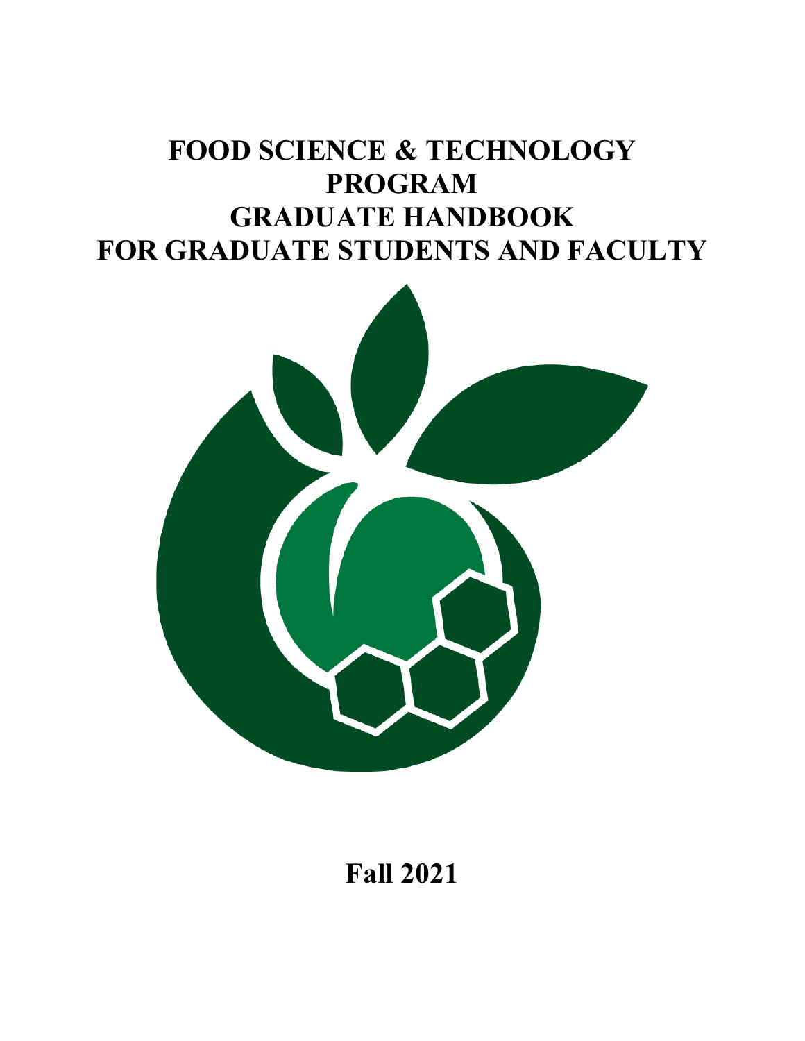# FOOD SCIENCE & TECHNOLOGY PROGRAM GRADUATE HANDBOOK FOR GRADUATE STUDENTS AND FACULTY

**Fall 2021**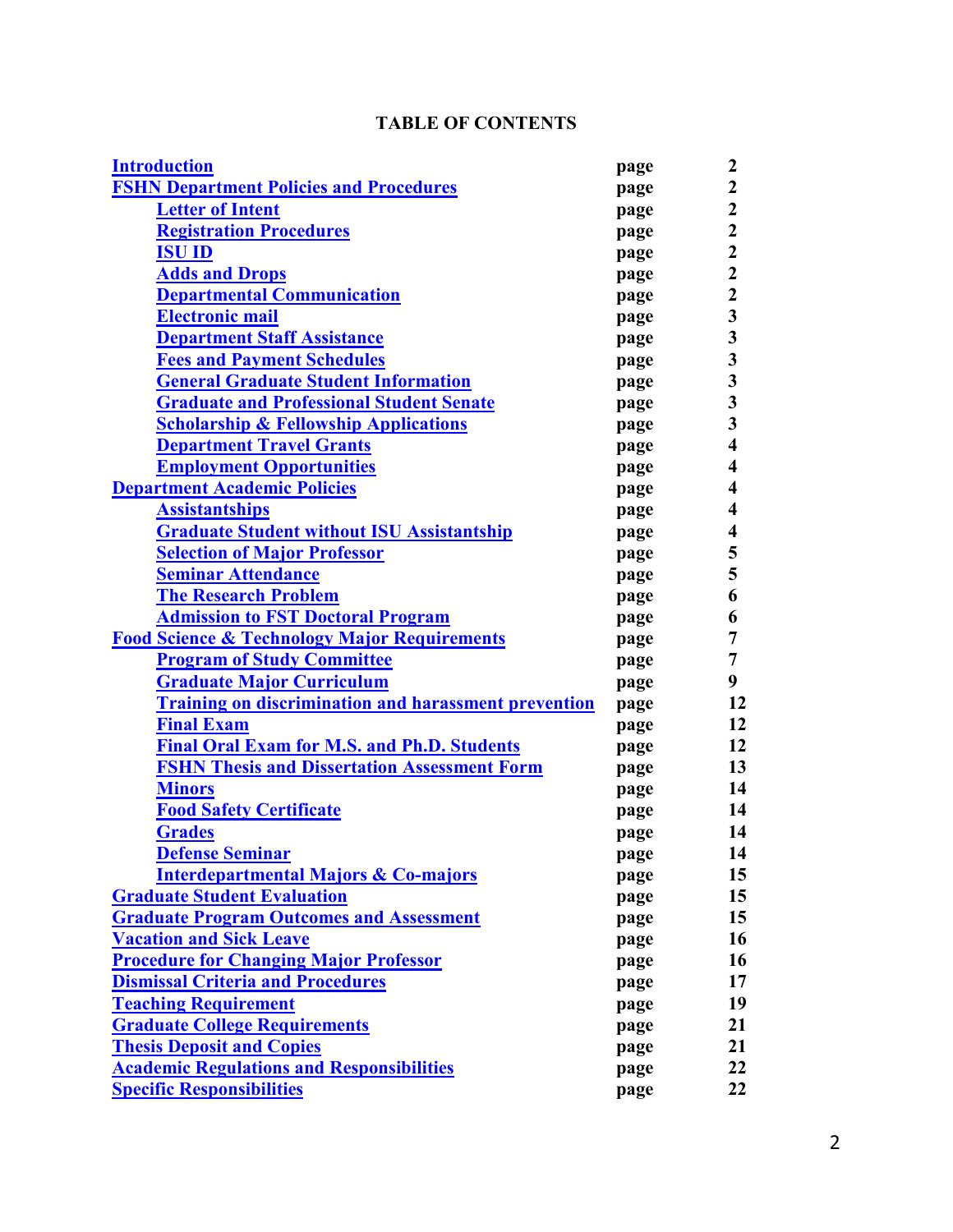# TABLE OF CONTENTS

| | | |
|---|---|---|
| **Introduction** | **page** | **2** |
| **FSHN Department Policies and Procedures** | **page** | **2** |
| &nbsp;&nbsp;&nbsp;&nbsp;**Letter of Intent** | **page** | **2** |
| &nbsp;&nbsp;&nbsp;&nbsp;**Registration Procedures** | **page** | **2** |
| &nbsp;&nbsp;&nbsp;&nbsp;**ISU ID** | **page** | **2** |
| &nbsp;&nbsp;&nbsp;&nbsp;**Adds and Drops** | **page** | **2** |
| &nbsp;&nbsp;&nbsp;&nbsp;**Departmental Communication** | **page** | **2** |
| &nbsp;&nbsp;&nbsp;&nbsp;**Electronic mail** | **page** | **3** |
| &nbsp;&nbsp;&nbsp;&nbsp;**Department Staff Assistance** | **page** | **3** |
| &nbsp;&nbsp;&nbsp;&nbsp;**Fees and Payment Schedules** | **page** | **3** |
| &nbsp;&nbsp;&nbsp;&nbsp;**General Graduate Student Information** | **page** | **3** |
| &nbsp;&nbsp;&nbsp;&nbsp;**Graduate and Professional Student Senate** | **page** | **3** |
| &nbsp;&nbsp;&nbsp;&nbsp;**Scholarship & Fellowship Applications** | **page** | **3** |
| &nbsp;&nbsp;&nbsp;&nbsp;**Department Travel Grants** | **page** | **4** |
| &nbsp;&nbsp;&nbsp;&nbsp;**Employment Opportunities** | **page** | **4** |
| **Department Academic Policies** | **page** | **4** |
| &nbsp;&nbsp;&nbsp;&nbsp;**Assistantships** | **page** | **4** |
| &nbsp;&nbsp;&nbsp;&nbsp;**Graduate Student without ISU Assistantship** | **page** | **4** |
| &nbsp;&nbsp;&nbsp;&nbsp;**Selection of Major Professor** | **page** | **5** |
| &nbsp;&nbsp;&nbsp;&nbsp;**Seminar Attendance** | **page** | **5** |
| &nbsp;&nbsp;&nbsp;&nbsp;**The Research Problem** | **page** | **6** |
| &nbsp;&nbsp;&nbsp;&nbsp;**Admission to FST Doctoral Program** | **page** | **6** |
| **Food Science & Technology Major Requirements** | **page** | **7** |
| &nbsp;&nbsp;&nbsp;&nbsp;**Program of Study Committee** | **page** | **7** |
| &nbsp;&nbsp;&nbsp;&nbsp;**Graduate Major Curriculum** | **page** | **9** |
| &nbsp;&nbsp;&nbsp;&nbsp;**Training on discrimination and harassment prevention** | **page** | **12** |
| &nbsp;&nbsp;&nbsp;&nbsp;**Final Exam** | **page** | **12** |
| &nbsp;&nbsp;&nbsp;&nbsp;**Final Oral Exam for M.S. and Ph.D. Students** | **page** | **12** |
| &nbsp;&nbsp;&nbsp;&nbsp;**FSHN Thesis and Dissertation Assessment Form** | **page** | **13** |
| &nbsp;&nbsp;&nbsp;&nbsp;**Minors** | **page** | **14** |
| &nbsp;&nbsp;&nbsp;&nbsp;**Food Safety Certificate** | **page** | **14** |
| &nbsp;&nbsp;&nbsp;&nbsp;**Grades** | **page** | **14** |
| &nbsp;&nbsp;&nbsp;&nbsp;**Defense Seminar** | **page** | **14** |
| &nbsp;&nbsp;&nbsp;&nbsp;**Interdepartmental Majors & Co-majors** | **page** | **15** |
| **Graduate Student Evaluation** | **page** | **15** |
| **Graduate Program Outcomes and Assessment** | **page** | **15** |
| **Vacation and Sick Leave** | **page** | **16** |
| **Procedure for Changing Major Professor** | **page** | **16** |
| **Dismissal Criteria and Procedures** | **page** | **17** |
| **Teaching Requirement** | **page** | **19** |
| **Graduate College Requirements** | **page** | **21** |
| **Thesis Deposit and Copies** | **page** | **21** |
| **Academic Regulations and Responsibilities** | **page** | **22** |
| **Specific Responsibilities** | **page** | **22** |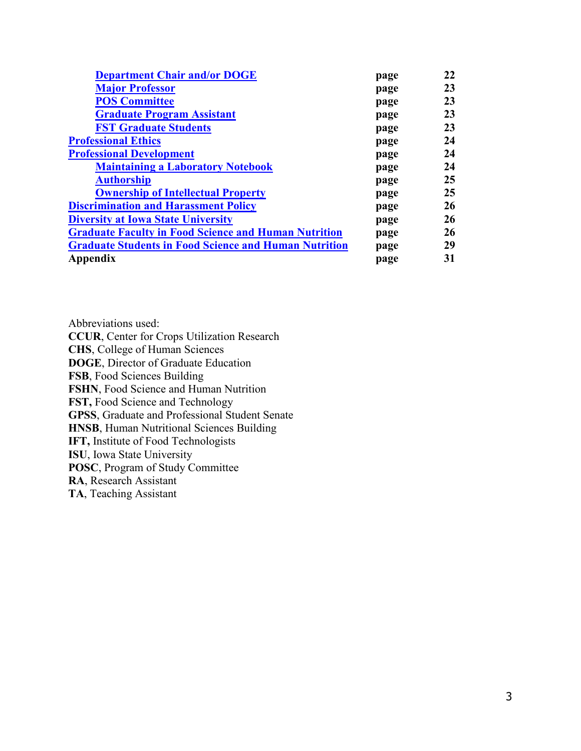| | | |
|---|---|---|
| &nbsp;&nbsp;&nbsp;&nbsp;**Department Chair and/or DOGE** | **page** | **22** |
| &nbsp;&nbsp;&nbsp;&nbsp;**Major Professor** | **page** | **23** |
| &nbsp;&nbsp;&nbsp;&nbsp;**POS Committee** | **page** | **23** |
| &nbsp;&nbsp;&nbsp;&nbsp;**Graduate Program Assistant** | **page** | **23** |
| &nbsp;&nbsp;&nbsp;&nbsp;**FST Graduate Students** | **page** | **23** |
| **Professional Ethics** | **page** | **24** |
| **Professional Development** | **page** | **24** |
| &nbsp;&nbsp;&nbsp;&nbsp;**Maintaining a Laboratory Notebook** | **page** | **24** |
| &nbsp;&nbsp;&nbsp;&nbsp;**Authorship** | **page** | **25** |
| &nbsp;&nbsp;&nbsp;&nbsp;**Ownership of Intellectual Property** | **page** | **25** |
| **Discrimination and Harassment Policy** | **page** | **26** |
| **Diversity at Iowa State University** | **page** | **26** |
| **Graduate Faculty in Food Science and Human Nutrition** | **page** | **26** |
| **Graduate Students in Food Science and Human Nutrition** | **page** | **29** |
| **Appendix** | **page** | **31** |

Abbreviations used:

**CCUR**, Center for Crops Utilization Research
**CHS**, College of Human Sciences
**DOGE**, Director of Graduate Education
**FSB**, Food Sciences Building
**FSHN**, Food Science and Human Nutrition
**FST,** Food Science and Technology
**GPSS**, Graduate and Professional Student Senate
**HNSB**, Human Nutritional Sciences Building
**IFT,** Institute of Food Technologists
**ISU**, Iowa State University
**POSC**, Program of Study Committee
**RA**, Research Assistant
**TA**, Teaching Assistant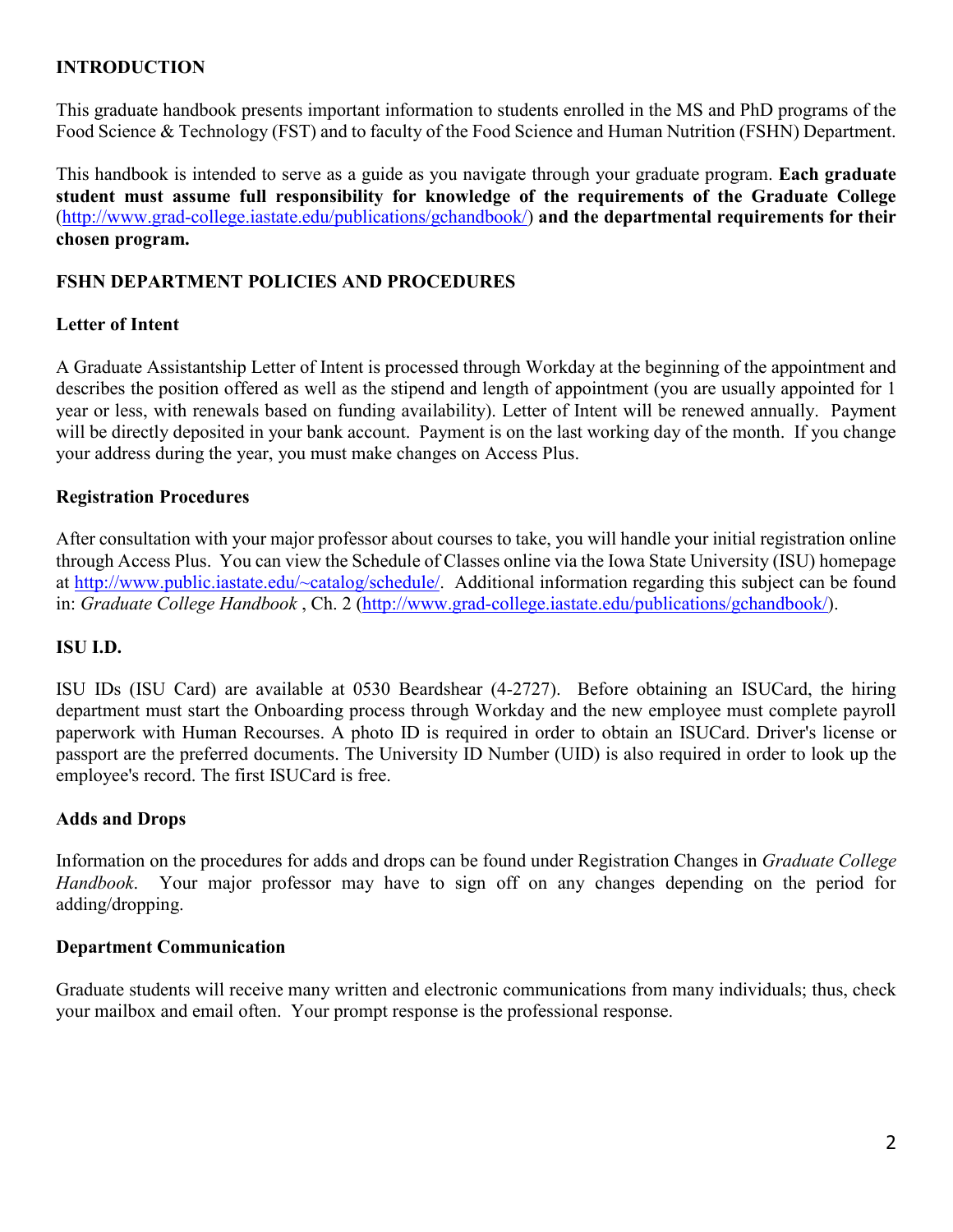## INTRODUCTION

This graduate handbook presents important information to students enrolled in the MS and PhD programs of the Food Science & Technology (FST) and to faculty of the Food Science and Human Nutrition (FSHN) Department.

This handbook is intended to serve as a guide as you navigate through your graduate program. **Each graduate student must assume full responsibility for knowledge of the requirements of the Graduate College** (http://www.grad-college.iastate.edu/publications/gchandbook/) **and the departmental requirements for their chosen program.**

## FSHN DEPARTMENT POLICIES AND PROCEDURES

### Letter of Intent

A Graduate Assistantship Letter of Intent is processed through Workday at the beginning of the appointment and describes the position offered as well as the stipend and length of appointment (you are usually appointed for 1 year or less, with renewals based on funding availability). Letter of Intent will be renewed annually. Payment will be directly deposited in your bank account. Payment is on the last working day of the month. If you change your address during the year, you must make changes on Access Plus.

### Registration Procedures

After consultation with your major professor about courses to take, you will handle your initial registration online through Access Plus. You can view the Schedule of Classes online via the Iowa State University (ISU) homepage at http://www.public.iastate.edu/~catalog/schedule/. Additional information regarding this subject can be found in: *Graduate College Handbook* , Ch. 2 (http://www.grad-college.iastate.edu/publications/gchandbook/).

### ISU I.D.

ISU IDs (ISU Card) are available at 0530 Beardshear (4-2727). Before obtaining an ISUCard, the hiring department must start the Onboarding process through Workday and the new employee must complete payroll paperwork with Human Recourses. A photo ID is required in order to obtain an ISUCard. Driver's license or passport are the preferred documents. The University ID Number (UID) is also required in order to look up the employee's record. The first ISUCard is free.

### Adds and Drops

Information on the procedures for adds and drops can be found under Registration Changes in *Graduate College Handbook*. Your major professor may have to sign off on any changes depending on the period for adding/dropping.

### Department Communication

Graduate students will receive many written and electronic communications from many individuals; thus, check your mailbox and email often. Your prompt response is the professional response.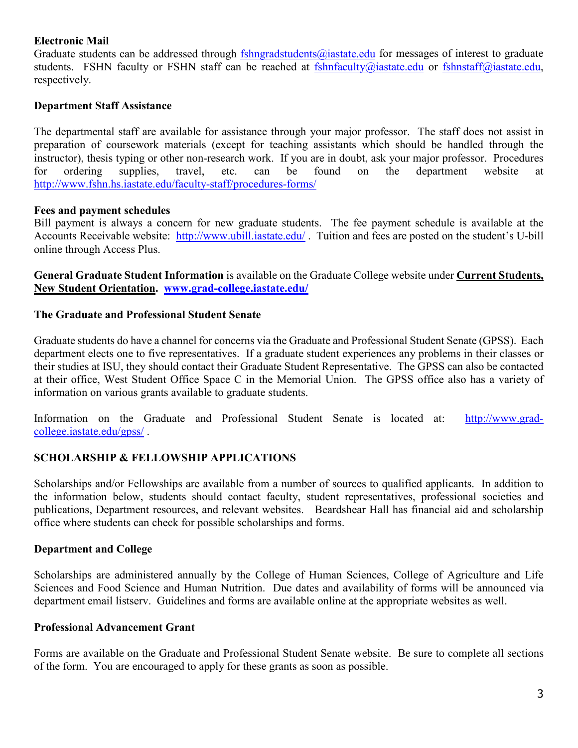**Electronic Mail**
Graduate students can be addressed through fshngradstudents@iastate.edu for messages of interest to graduate students. FSHN faculty or FSHN staff can be reached at fshnfaculty@iastate.edu or fshnstaff@iastate.edu, respectively.

**Department Staff Assistance**

The departmental staff are available for assistance through your major professor. The staff does not assist in preparation of coursework materials (except for teaching assistants which should be handled through the instructor), thesis typing or other non-research work. If you are in doubt, ask your major professor. Procedures for ordering supplies, travel, etc. can be found on the department website at http://www.fshn.hs.iastate.edu/faculty-staff/procedures-forms/

**Fees and payment schedules**
Bill payment is always a concern for new graduate students. The fee payment schedule is available at the Accounts Receivable website: http://www.ubill.iastate.edu/ . Tuition and fees are posted on the student's U-bill online through Access Plus.

**General Graduate Student Information** is available on the Graduate College website under **Current Students, New Student Orientation. www.grad-college.iastate.edu/**

**The Graduate and Professional Student Senate**

Graduate students do have a channel for concerns via the Graduate and Professional Student Senate (GPSS). Each department elects one to five representatives. If a graduate student experiences any problems in their classes or their studies at ISU, they should contact their Graduate Student Representative. The GPSS can also be contacted at their office, West Student Office Space C in the Memorial Union. The GPSS office also has a variety of information on various grants available to graduate students.

Information on the Graduate and Professional Student Senate is located at: http://www.grad-college.iastate.edu/gpss/ .

**SCHOLARSHIP & FELLOWSHIP APPLICATIONS**

Scholarships and/or Fellowships are available from a number of sources to qualified applicants. In addition to the information below, students should contact faculty, student representatives, professional societies and publications, Department resources, and relevant websites. Beardshear Hall has financial aid and scholarship office where students can check for possible scholarships and forms.

**Department and College**

Scholarships are administered annually by the College of Human Sciences, College of Agriculture and Life Sciences and Food Science and Human Nutrition. Due dates and availability of forms will be announced via department email listserv. Guidelines and forms are available online at the appropriate websites as well.

**Professional Advancement Grant**

Forms are available on the Graduate and Professional Student Senate website. Be sure to complete all sections of the form. You are encouraged to apply for these grants as soon as possible.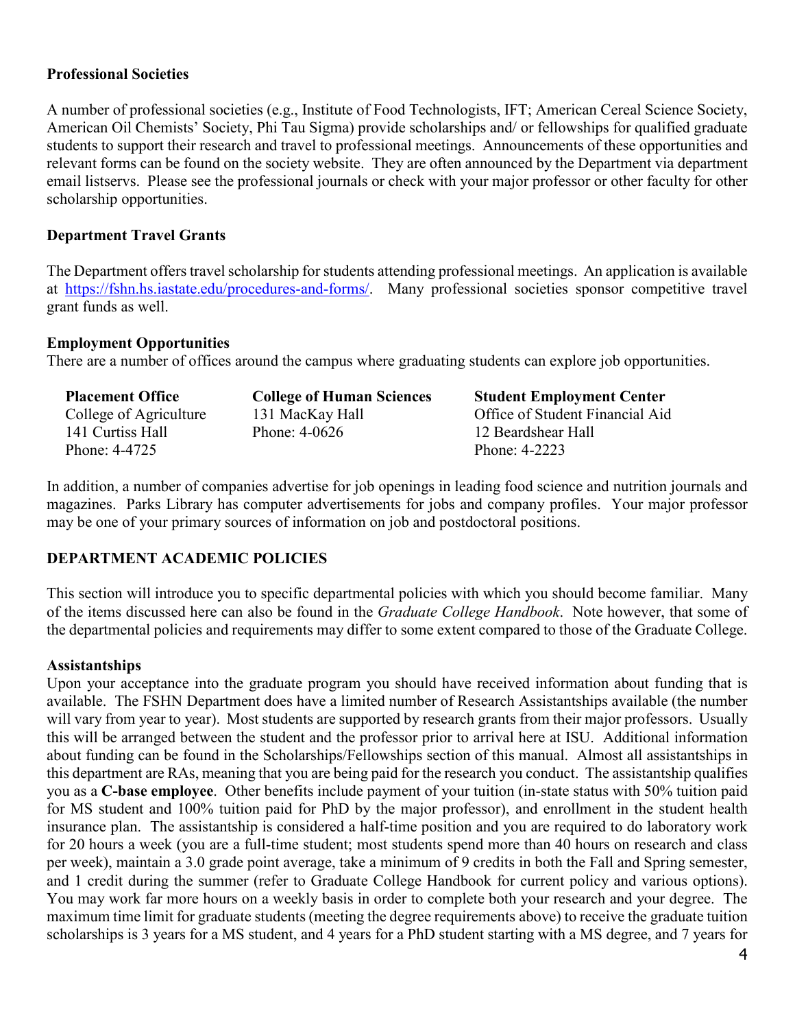### Professional Societies

A number of professional societies (e.g., Institute of Food Technologists, IFT; American Cereal Science Society, American Oil Chemists' Society, Phi Tau Sigma) provide scholarships and/ or fellowships for qualified graduate students to support their research and travel to professional meetings. Announcements of these opportunities and relevant forms can be found on the society website. They are often announced by the Department via department email listservs. Please see the professional journals or check with your major professor or other faculty for other scholarship opportunities.

### Department Travel Grants

The Department offers travel scholarship for students attending professional meetings. An application is available at https://fshn.hs.iastate.edu/procedures-and-forms/. Many professional societies sponsor competitive travel grant funds as well.

### Employment Opportunities

There are a number of offices around the campus where graduating students can explore job opportunities.

| **Placement Office** | **College of Human Sciences** | **Student Employment Center** |
|---|---|---|
| College of Agriculture | 131 MacKay Hall | Office of Student Financial Aid |
| 141 Curtiss Hall | Phone: 4-0626 | 12 Beardshear Hall |
| Phone: 4-4725 | | Phone: 4-2223 |

In addition, a number of companies advertise for job openings in leading food science and nutrition journals and magazines. Parks Library has computer advertisements for jobs and company profiles. Your major professor may be one of your primary sources of information on job and postdoctoral positions.

## DEPARTMENT ACADEMIC POLICIES

This section will introduce you to specific departmental policies with which you should become familiar. Many of the items discussed here can also be found in the *Graduate College Handbook*. Note however, that some of the departmental policies and requirements may differ to some extent compared to those of the Graduate College.

### Assistantships

Upon your acceptance into the graduate program you should have received information about funding that is available. The FSHN Department does have a limited number of Research Assistantships available (the number will vary from year to year). Most students are supported by research grants from their major professors. Usually this will be arranged between the student and the professor prior to arrival here at ISU. Additional information about funding can be found in the Scholarships/Fellowships section of this manual. Almost all assistantships in this department are RAs, meaning that you are being paid for the research you conduct. The assistantship qualifies you as a **C-base employee**. Other benefits include payment of your tuition (in-state status with 50% tuition paid for MS student and 100% tuition paid for PhD by the major professor), and enrollment in the student health insurance plan. The assistantship is considered a half-time position and you are required to do laboratory work for 20 hours a week (you are a full-time student; most students spend more than 40 hours on research and class per week), maintain a 3.0 grade point average, take a minimum of 9 credits in both the Fall and Spring semester, and 1 credit during the summer (refer to Graduate College Handbook for current policy and various options). You may work far more hours on a weekly basis in order to complete both your research and your degree. The maximum time limit for graduate students (meeting the degree requirements above) to receive the graduate tuition scholarships is 3 years for a MS student, and 4 years for a PhD student starting with a MS degree, and 7 years for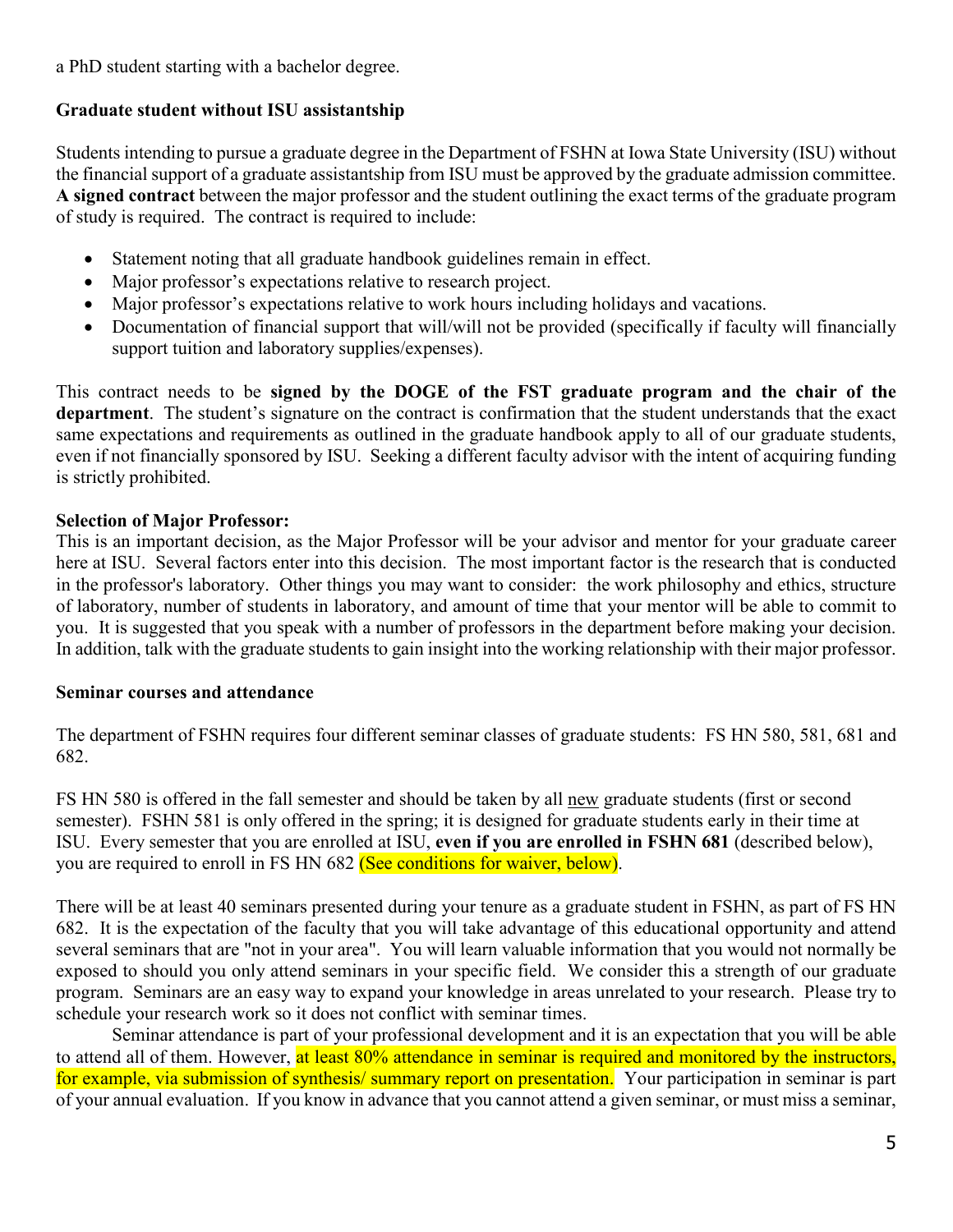a PhD student starting with a bachelor degree.

**Graduate student without ISU assistantship**

Students intending to pursue a graduate degree in the Department of FSHN at Iowa State University (ISU) without the financial support of a graduate assistantship from ISU must be approved by the graduate admission committee. **A signed contract** between the major professor and the student outlining the exact terms of the graduate program of study is required. The contract is required to include:

- Statement noting that all graduate handbook guidelines remain in effect.
- Major professor's expectations relative to research project.
- Major professor's expectations relative to work hours including holidays and vacations.
- Documentation of financial support that will/will not be provided (specifically if faculty will financially support tuition and laboratory supplies/expenses).

This contract needs to be **signed by the DOGE of the FST graduate program and the chair of the department**. The student's signature on the contract is confirmation that the student understands that the exact same expectations and requirements as outlined in the graduate handbook apply to all of our graduate students, even if not financially sponsored by ISU. Seeking a different faculty advisor with the intent of acquiring funding is strictly prohibited.

**Selection of Major Professor:**
This is an important decision, as the Major Professor will be your advisor and mentor for your graduate career here at ISU. Several factors enter into this decision. The most important factor is the research that is conducted in the professor's laboratory. Other things you may want to consider: the work philosophy and ethics, structure of laboratory, number of students in laboratory, and amount of time that your mentor will be able to commit to you. It is suggested that you speak with a number of professors in the department before making your decision. In addition, talk with the graduate students to gain insight into the working relationship with their major professor.

**Seminar courses and attendance**

The department of FSHN requires four different seminar classes of graduate students: FS HN 580, 581, 681 and 682.

FS HN 580 is offered in the fall semester and should be taken by all new graduate students (first or second semester). FSHN 581 is only offered in the spring; it is designed for graduate students early in their time at ISU. Every semester that you are enrolled at ISU, **even if you are enrolled in FSHN 681** (described below), you are required to enroll in FS HN 682 (See conditions for waiver, below).

There will be at least 40 seminars presented during your tenure as a graduate student in FSHN, as part of FS HN 682. It is the expectation of the faculty that you will take advantage of this educational opportunity and attend several seminars that are "not in your area". You will learn valuable information that you would not normally be exposed to should you only attend seminars in your specific field. We consider this a strength of our graduate program. Seminars are an easy way to expand your knowledge in areas unrelated to your research. Please try to schedule your research work so it does not conflict with seminar times.

Seminar attendance is part of your professional development and it is an expectation that you will be able to attend all of them. However, at least 80% attendance in seminar is required and monitored by the instructors, for example, via submission of synthesis/ summary report on presentation. Your participation in seminar is part of your annual evaluation. If you know in advance that you cannot attend a given seminar, or must miss a seminar,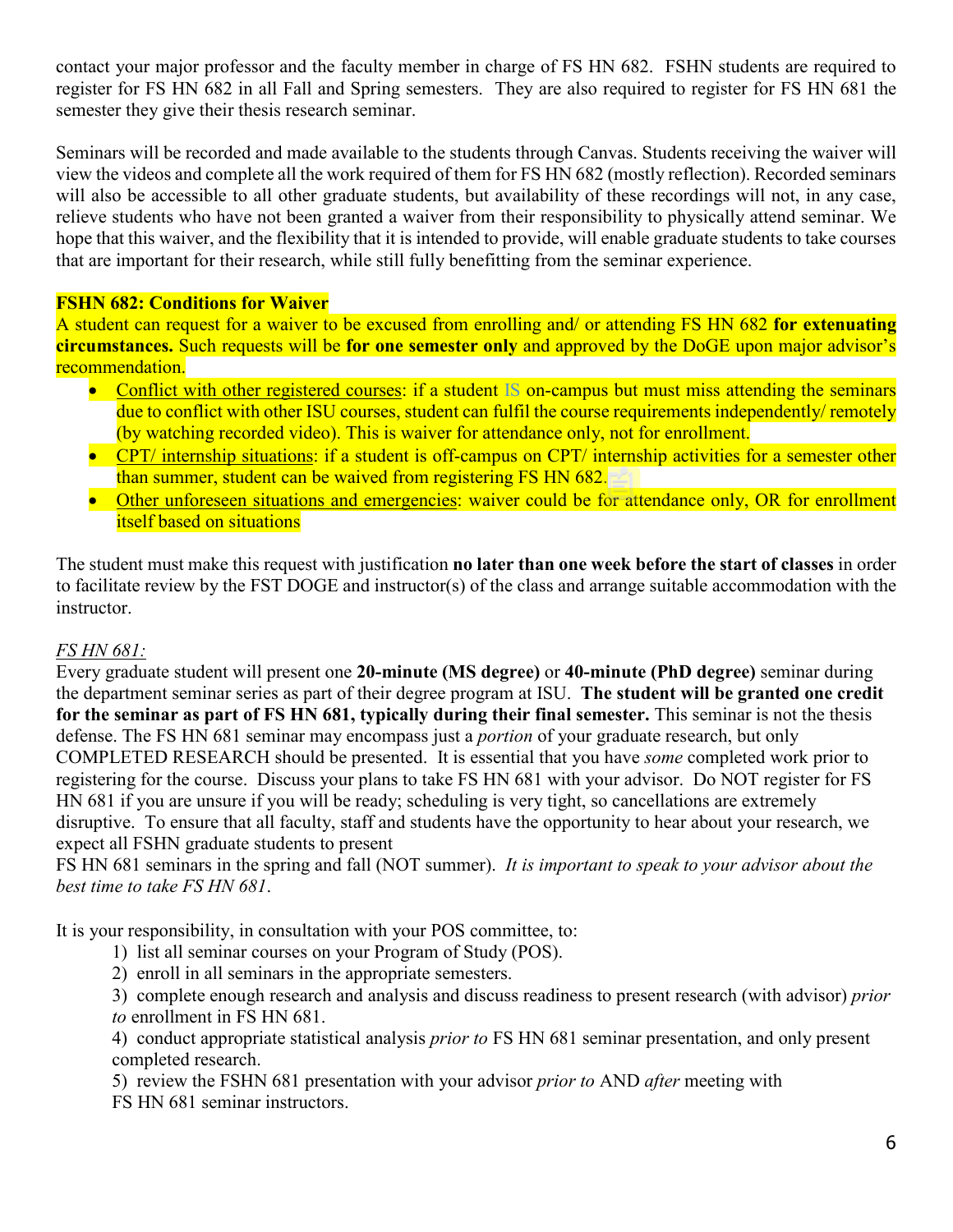contact your major professor and the faculty member in charge of FS HN 682. FSHN students are required to register for FS HN 682 in all Fall and Spring semesters. They are also required to register for FS HN 681 the semester they give their thesis research seminar.

Seminars will be recorded and made available to the students through Canvas. Students receiving the waiver will view the videos and complete all the work required of them for FS HN 682 (mostly reflection). Recorded seminars will also be accessible to all other graduate students, but availability of these recordings will not, in any case, relieve students who have not been granted a waiver from their responsibility to physically attend seminar. We hope that this waiver, and the flexibility that it is intended to provide, will enable graduate students to take courses that are important for their research, while still fully benefitting from the seminar experience.

**FSHN 682: Conditions for Waiver**

A student can request for a waiver to be excused from enrolling and/ or attending FS HN 682 **for extenuating circumstances.** Such requests will be **for one semester only** and approved by the DoGE upon major advisor's recommendation.

- Conflict with other registered courses: if a student IS on-campus but must miss attending the seminars due to conflict with other ISU courses, student can fulfil the course requirements independently/ remotely (by watching recorded video). This is waiver for attendance only, not for enrollment.
- CPT/ internship situations: if a student is off-campus on CPT/ internship activities for a semester other than summer, student can be waived from registering FS HN 682.
- Other unforeseen situations and emergencies: waiver could be for attendance only, OR for enrollment itself based on situations

The student must make this request with justification **no later than one week before the start of classes** in order to facilitate review by the FST DOGE and instructor(s) of the class and arrange suitable accommodation with the instructor.

*FS HN 681:*

Every graduate student will present one **20-minute (MS degree)** or **40-minute (PhD degree)** seminar during the department seminar series as part of their degree program at ISU. **The student will be granted one credit for the seminar as part of FS HN 681, typically during their final semester.** This seminar is not the thesis defense. The FS HN 681 seminar may encompass just a *portion* of your graduate research, but only COMPLETED RESEARCH should be presented. It is essential that you have *some* completed work prior to registering for the course. Discuss your plans to take FS HN 681 with your advisor. Do NOT register for FS HN 681 if you are unsure if you will be ready; scheduling is very tight, so cancellations are extremely disruptive. To ensure that all faculty, staff and students have the opportunity to hear about your research, we expect all FSHN graduate students to present FS HN 681 seminars in the spring and fall (NOT summer). *It is important to speak to your advisor about the best time to take FS HN 681*.

It is your responsibility, in consultation with your POS committee, to:

1) list all seminar courses on your Program of Study (POS).
2) enroll in all seminars in the appropriate semesters.
3) complete enough research and analysis and discuss readiness to present research (with advisor) *prior to* enrollment in FS HN 681.
4) conduct appropriate statistical analysis *prior to* FS HN 681 seminar presentation, and only present completed research.
5) review the FSHN 681 presentation with your advisor *prior to* AND *after* meeting with FS HN 681 seminar instructors.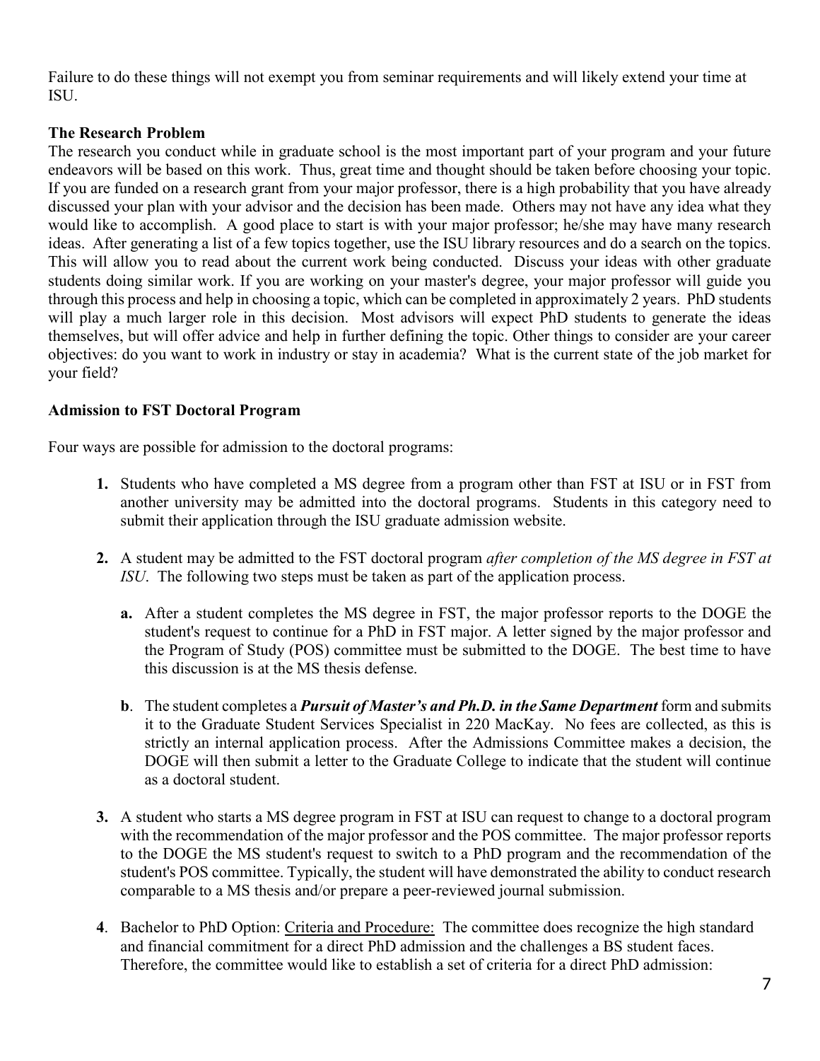Failure to do these things will not exempt you from seminar requirements and will likely extend your time at ISU.

**The Research Problem**

The research you conduct while in graduate school is the most important part of your program and your future endeavors will be based on this work. Thus, great time and thought should be taken before choosing your topic. If you are funded on a research grant from your major professor, there is a high probability that you have already discussed your plan with your advisor and the decision has been made. Others may not have any idea what they would like to accomplish. A good place to start is with your major professor; he/she may have many research ideas. After generating a list of a few topics together, use the ISU library resources and do a search on the topics. This will allow you to read about the current work being conducted. Discuss your ideas with other graduate students doing similar work. If you are working on your master's degree, your major professor will guide you through this process and help in choosing a topic, which can be completed in approximately 2 years. PhD students will play a much larger role in this decision. Most advisors will expect PhD students to generate the ideas themselves, but will offer advice and help in further defining the topic. Other things to consider are your career objectives: do you want to work in industry or stay in academia? What is the current state of the job market for your field?

**Admission to FST Doctoral Program**

Four ways are possible for admission to the doctoral programs:

1. Students who have completed a MS degree from a program other than FST at ISU or in FST from another university may be admitted into the doctoral programs. Students in this category need to submit their application through the ISU graduate admission website.

2. A student may be admitted to the FST doctoral program *after completion of the MS degree in FST at ISU*. The following two steps must be taken as part of the application process.

   **a.** After a student completes the MS degree in FST, the major professor reports to the DOGE the student's request to continue for a PhD in FST major. A letter signed by the major professor and the Program of Study (POS) committee must be submitted to the DOGE. The best time to have this discussion is at the MS thesis defense.

   **b**. The student completes a ***Pursuit of Master's and Ph.D. in the Same Department*** form and submits it to the Graduate Student Services Specialist in 220 MacKay. No fees are collected, as this is strictly an internal application process. After the Admissions Committee makes a decision, the DOGE will then submit a letter to the Graduate College to indicate that the student will continue as a doctoral student.

3. A student who starts a MS degree program in FST at ISU can request to change to a doctoral program with the recommendation of the major professor and the POS committee. The major professor reports to the DOGE the MS student's request to switch to a PhD program and the recommendation of the student's POS committee. Typically, the student will have demonstrated the ability to conduct research comparable to a MS thesis and/or prepare a peer-reviewed journal submission.

4. Bachelor to PhD Option: Criteria and Procedure: The committee does recognize the high standard and financial commitment for a direct PhD admission and the challenges a BS student faces. Therefore, the committee would like to establish a set of criteria for a direct PhD admission: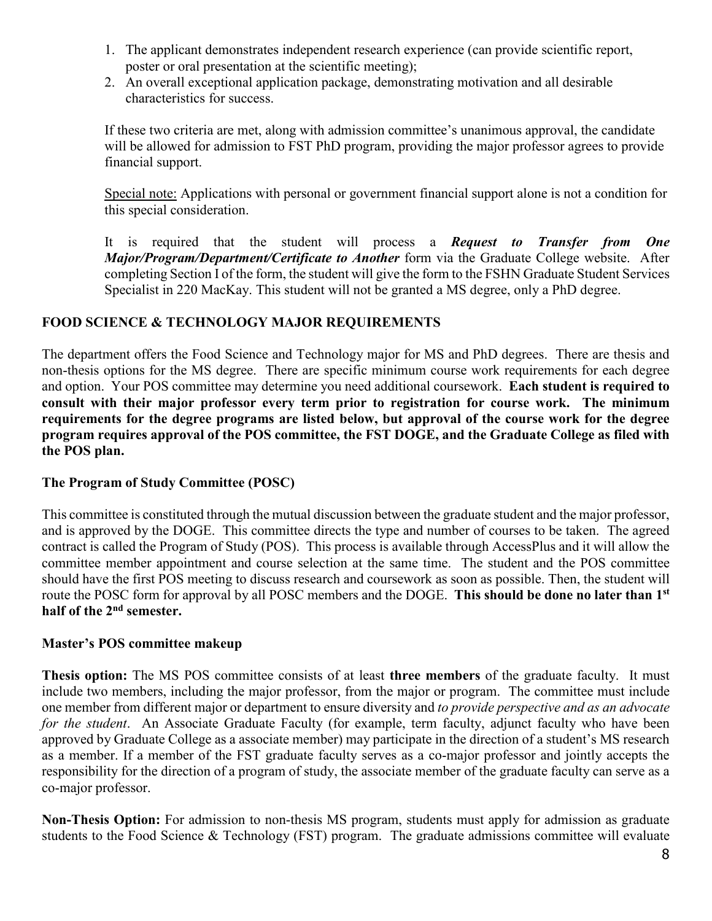1. The applicant demonstrates independent research experience (can provide scientific report, poster or oral presentation at the scientific meeting);
2. An overall exceptional application package, demonstrating motivation and all desirable characteristics for success.

If these two criteria are met, along with admission committee's unanimous approval, the candidate will be allowed for admission to FST PhD program, providing the major professor agrees to provide financial support.

Special note: Applications with personal or government financial support alone is not a condition for this special consideration.

It is required that the student will process a ***Request to Transfer from One Major/Program/Department/Certificate to Another*** form via the Graduate College website. After completing Section I of the form, the student will give the form to the FSHN Graduate Student Services Specialist in 220 MacKay. This student will not be granted a MS degree, only a PhD degree.

## FOOD SCIENCE & TECHNOLOGY MAJOR REQUIREMENTS

The department offers the Food Science and Technology major for MS and PhD degrees. There are thesis and non-thesis options for the MS degree. There are specific minimum course work requirements for each degree and option. Your POS committee may determine you need additional coursework. **Each student is required to consult with their major professor every term prior to registration for course work. The minimum requirements for the degree programs are listed below, but approval of the course work for the degree program requires approval of the POS committee, the FST DOGE, and the Graduate College as filed with the POS plan.**

### The Program of Study Committee (POSC)

This committee is constituted through the mutual discussion between the graduate student and the major professor, and is approved by the DOGE. This committee directs the type and number of courses to be taken. The agreed contract is called the Program of Study (POS). This process is available through AccessPlus and it will allow the committee member appointment and course selection at the same time. The student and the POS committee should have the first POS meeting to discuss research and coursework as soon as possible. Then, the student will route the POSC form for approval by all POSC members and the DOGE. **This should be done no later than 1st half of the 2nd semester.**

### Master's POS committee makeup

**Thesis option:** The MS POS committee consists of at least **three members** of the graduate faculty. It must include two members, including the major professor, from the major or program. The committee must include one member from different major or department to ensure diversity and *to provide perspective and as an advocate for the student*. An Associate Graduate Faculty (for example, term faculty, adjunct faculty who have been approved by Graduate College as a associate member) may participate in the direction of a student's MS research as a member. If a member of the FST graduate faculty serves as a co-major professor and jointly accepts the responsibility for the direction of a program of study, the associate member of the graduate faculty can serve as a co-major professor.

**Non-Thesis Option:** For admission to non-thesis MS program, students must apply for admission as graduate students to the Food Science & Technology (FST) program. The graduate admissions committee will evaluate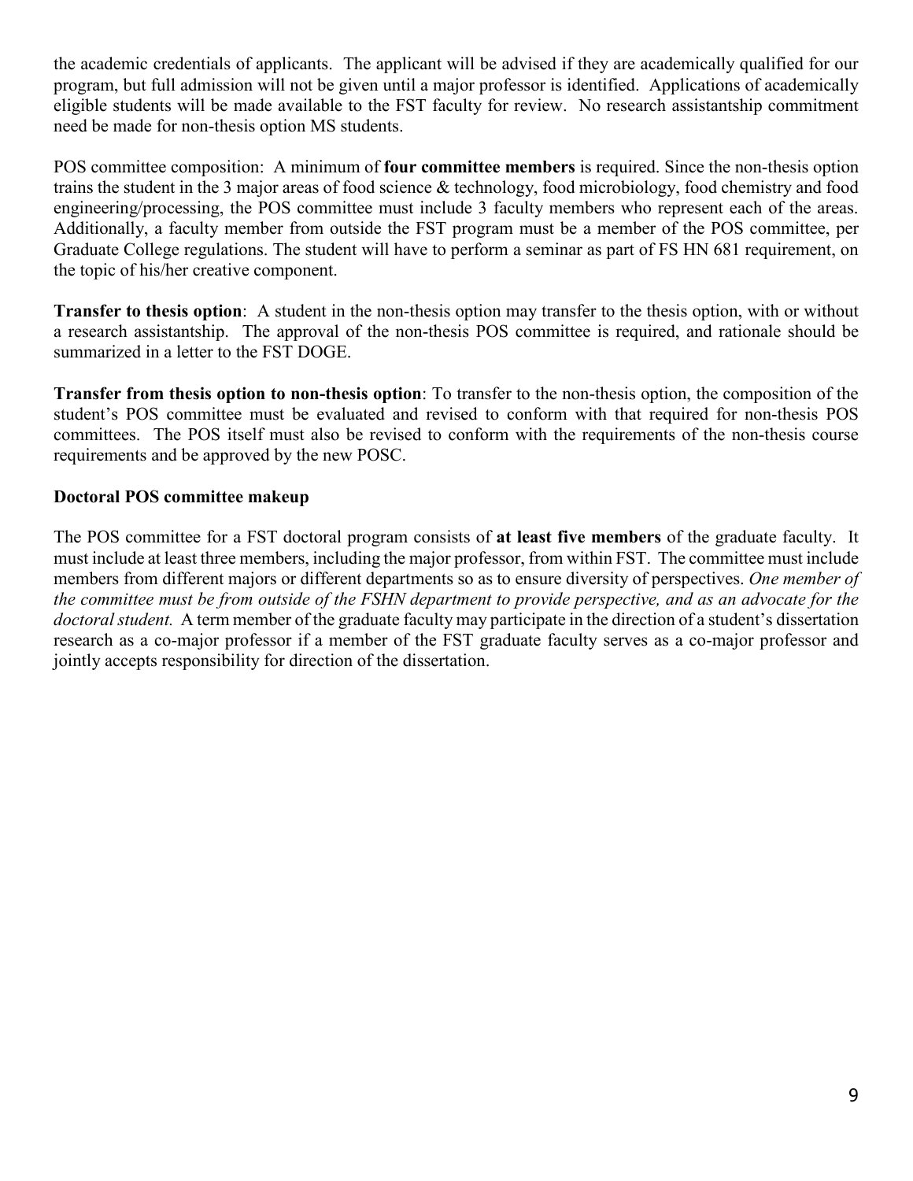the academic credentials of applicants. The applicant will be advised if they are academically qualified for our program, but full admission will not be given until a major professor is identified. Applications of academically eligible students will be made available to the FST faculty for review. No research assistantship commitment need be made for non-thesis option MS students.

POS committee composition: A minimum of **four committee members** is required. Since the non-thesis option trains the student in the 3 major areas of food science & technology, food microbiology, food chemistry and food engineering/processing, the POS committee must include 3 faculty members who represent each of the areas. Additionally, a faculty member from outside the FST program must be a member of the POS committee, per Graduate College regulations. The student will have to perform a seminar as part of FS HN 681 requirement, on the topic of his/her creative component.

**Transfer to thesis option**: A student in the non-thesis option may transfer to the thesis option, with or without a research assistantship. The approval of the non-thesis POS committee is required, and rationale should be summarized in a letter to the FST DOGE.

**Transfer from thesis option to non-thesis option**: To transfer to the non-thesis option, the composition of the student's POS committee must be evaluated and revised to conform with that required for non-thesis POS committees. The POS itself must also be revised to conform with the requirements of the non-thesis course requirements and be approved by the new POSC.

**Doctoral POS committee makeup**

The POS committee for a FST doctoral program consists of **at least five members** of the graduate faculty. It must include at least three members, including the major professor, from within FST. The committee must include members from different majors or different departments so as to ensure diversity of perspectives. *One member of the committee must be from outside of the FSHN department to provide perspective, and as an advocate for the doctoral student.* A term member of the graduate faculty may participate in the direction of a student's dissertation research as a co-major professor if a member of the FST graduate faculty serves as a co-major professor and jointly accepts responsibility for direction of the dissertation.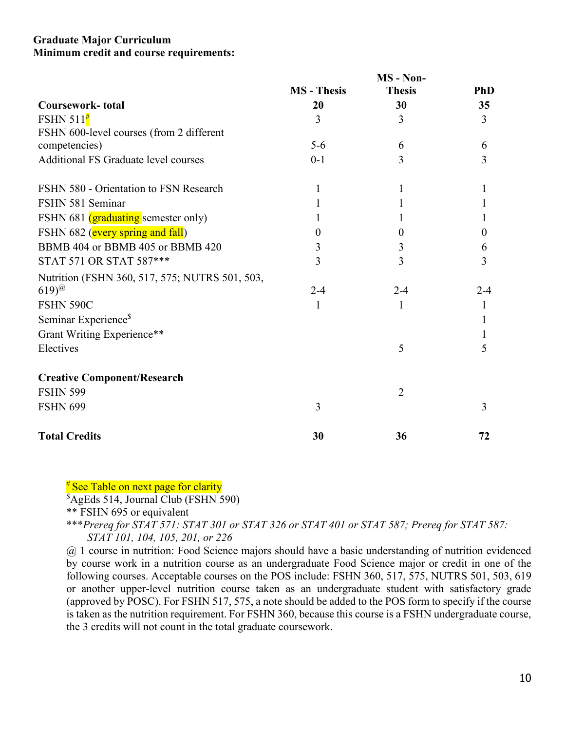**Graduate Major Curriculum**
**Minimum credit and course requirements:**

| | MS - Thesis | MS - Non-Thesis | PhD |
|---|---|---|---|
| **Coursework- total** | **20** | **30** | **35** |
| FSHN 511[#] | 3 | 3 | 3 |
| FSHN 600-level courses (from 2 different competencies) | 5-6 | 6 | 6 |
| Additional FS Graduate level courses | 0-1 | 3 | 3 |
| FSHN 580 - Orientation to FSN Research | 1 | 1 | 1 |
| FSHN 581 Seminar | 1 | 1 | 1 |
| FSHN 681 (graduating semester only) | 1 | 1 | 1 |
| FSHN 682 (every spring and fall) | 0 | 0 | 0 |
| BBMB 404 or BBMB 405 or BBMB 420 | 3 | 3 | 6 |
| STAT 571 OR STAT 587*** | 3 | 3 | 3 |
| Nutrition (FSHN 360, 517, 575; NUTRS 501, 503, 619)[@] | 2-4 | 2-4 | 2-4 |
| FSHN 590C | 1 | 1 | 1 |
| Seminar Experience[$] | | | 1 |
| Grant Writing Experience** | | | 1 |
| Electives | | 5 | 5 |
| **Creative Component/Research** | | | |
| FSHN 599 | | 2 | |
| FSHN 699 | 3 | | 3 |
| **Total Credits** | **30** | **36** | **72** |

[#] See Table on next page for clarity

[$] AgEds 514, Journal Club (FSHN 590)

** FSHN 695 or equivalent

****Prereq for STAT 571: STAT 301 or STAT 326 or STAT 401 or STAT 587; Prereq for STAT 587: STAT 101, 104, 105, 201, or 226*

@ 1 course in nutrition: Food Science majors should have a basic understanding of nutrition evidenced by course work in a nutrition course as an undergraduate Food Science major or credit in one of the following courses. Acceptable courses on the POS include: FSHN 360, 517, 575, NUTRS 501, 503, 619 or another upper-level nutrition course taken as an undergraduate student with satisfactory grade (approved by POSC). For FSHN 517, 575, a note should be added to the POS form to specify if the course is taken as the nutrition requirement. For FSHN 360, because this course is a FSHN undergraduate course, the 3 credits will not count in the total graduate coursework.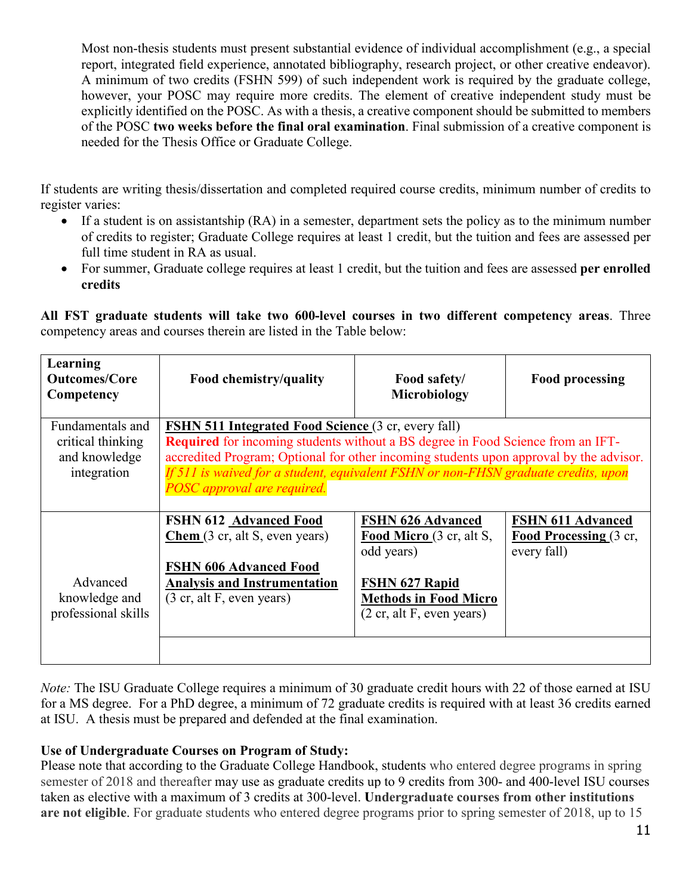Most non-thesis students must present substantial evidence of individual accomplishment (e.g., a special report, integrated field experience, annotated bibliography, research project, or other creative endeavor). A minimum of two credits (FSHN 599) of such independent work is required by the graduate college, however, your POSC may require more credits. The element of creative independent study must be explicitly identified on the POSC. As with a thesis, a creative component should be submitted to members of the POSC **two weeks before the final oral examination**. Final submission of a creative component is needed for the Thesis Office or Graduate College.

If students are writing thesis/dissertation and completed required course credits, minimum number of credits to register varies:

- If a student is on assistantship (RA) in a semester, department sets the policy as to the minimum number of credits to register; Graduate College requires at least 1 credit, but the tuition and fees are assessed per full time student in RA as usual.
- For summer, Graduate college requires at least 1 credit, but the tuition and fees are assessed **per enrolled credits**

**All FST graduate students will take two 600-level courses in two different competency areas**. Three competency areas and courses therein are listed in the Table below:

| Learning Outcomes/Core Competency | Food chemistry/quality | Food safety/ Microbiology | Food processing |
|---|---|---|---|
| Fundamentals and critical thinking and knowledge integration | **FSHN 511 Integrated Food Science** (3 cr, every fall) **Required** for incoming students without a BS degree in Food Science from an IFT-accredited Program; Optional for other incoming students upon approval by the advisor. *If 511 is waived for a student, equivalent FSHN or non-FHSN graduate credits, upon POSC approval are required.* | | |
| Advanced knowledge and professional skills | **FSHN 612 Advanced Food Chem** (3 cr, alt S, even years)<br><br>**FSHN 606 Advanced Food Analysis and Instrumentation** (3 cr, alt F, even years) | **FSHN 626 Advanced Food Micro** (3 cr, alt S, odd years)<br><br>**FSHN 627 Rapid Methods in Food Micro** (2 cr, alt F, even years) | **FSHN 611 Advanced Food Processing** (3 cr, every fall) |

*Note:* The ISU Graduate College requires a minimum of 30 graduate credit hours with 22 of those earned at ISU for a MS degree. For a PhD degree, a minimum of 72 graduate credits is required with at least 36 credits earned at ISU. A thesis must be prepared and defended at the final examination.

**Use of Undergraduate Courses on Program of Study:**

Please note that according to the Graduate College Handbook, students who entered degree programs in spring semester of 2018 and thereafter may use as graduate credits up to 9 credits from 300- and 400-level ISU courses taken as elective with a maximum of 3 credits at 300-level. **Undergraduate courses from other institutions are not eligible**. For graduate students who entered degree programs prior to spring semester of 2018, up to 15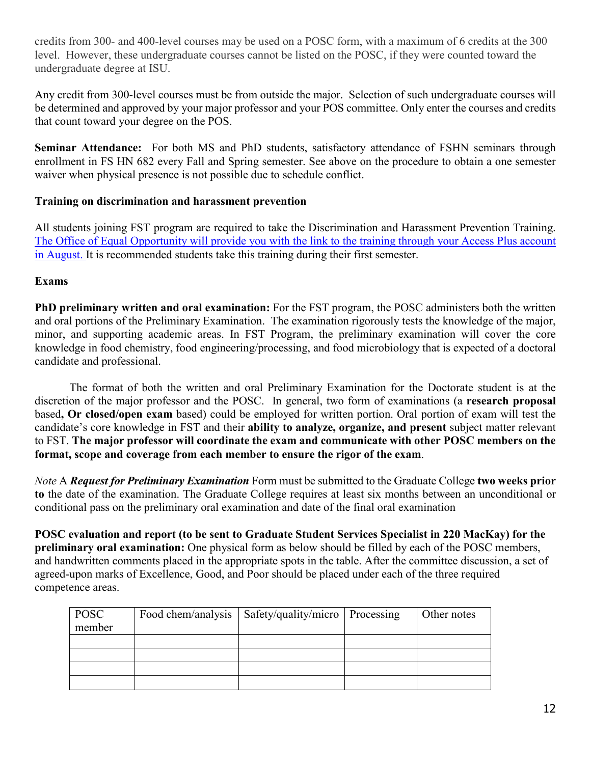credits from 300- and 400-level courses may be used on a POSC form, with a maximum of 6 credits at the 300 level. However, these undergraduate courses cannot be listed on the POSC, if they were counted toward the undergraduate degree at ISU.

Any credit from 300-level courses must be from outside the major. Selection of such undergraduate courses will be determined and approved by your major professor and your POS committee. Only enter the courses and credits that count toward your degree on the POS.

**Seminar Attendance:** For both MS and PhD students, satisfactory attendance of FSHN seminars through enrollment in FS HN 682 every Fall and Spring semester. See above on the procedure to obtain a one semester waiver when physical presence is not possible due to schedule conflict.

**Training on discrimination and harassment prevention**

All students joining FST program are required to take the Discrimination and Harassment Prevention Training. The Office of Equal Opportunity will provide you with the link to the training through your Access Plus account in August. It is recommended students take this training during their first semester.

**Exams**

**PhD preliminary written and oral examination:** For the FST program, the POSC administers both the written and oral portions of the Preliminary Examination. The examination rigorously tests the knowledge of the major, minor, and supporting academic areas. In FST Program, the preliminary examination will cover the core knowledge in food chemistry, food engineering/processing, and food microbiology that is expected of a doctoral candidate and professional.

The format of both the written and oral Preliminary Examination for the Doctorate student is at the discretion of the major professor and the POSC. In general, two form of examinations (a **research proposal** based**, Or closed/open exam** based) could be employed for written portion. Oral portion of exam will test the candidate's core knowledge in FST and their **ability to analyze, organize, and present** subject matter relevant to FST. **The major professor will coordinate the exam and communicate with other POSC members on the format, scope and coverage from each member to ensure the rigor of the exam**.

*Note* A ***Request for Preliminary Examination*** Form must be submitted to the Graduate College **two weeks prior to** the date of the examination. The Graduate College requires at least six months between an unconditional or conditional pass on the preliminary oral examination and date of the final oral examination

**POSC evaluation and report (to be sent to Graduate Student Services Specialist in 220 MacKay) for the preliminary oral examination:** One physical form as below should be filled by each of the POSC members, and handwritten comments placed in the appropriate spots in the table. After the committee discussion, a set of agreed-upon marks of Excellence, Good, and Poor should be placed under each of the three required competence areas.

| POSC member | Food chem/analysis | Safety/quality/micro | Processing | Other notes |
|---|---|---|---|---|
| | | | | |
| | | | | |
| | | | | |
| | | | | |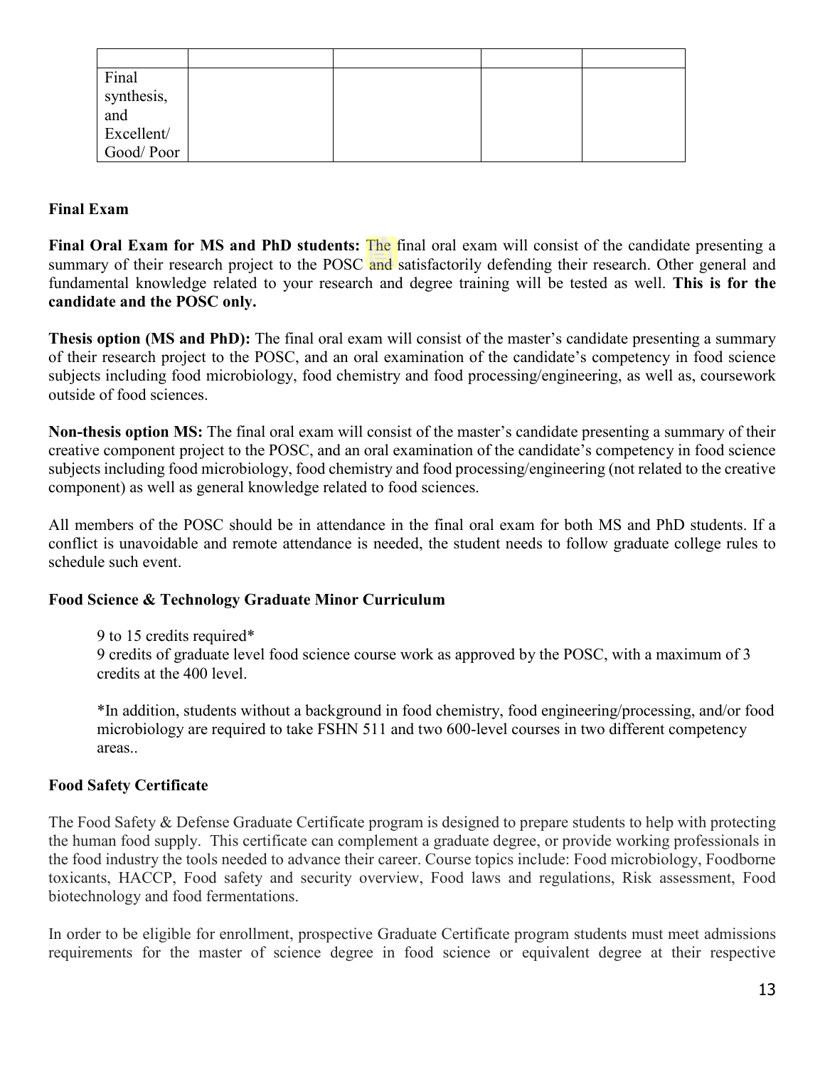| | | | | |
|---|---|---|---|---|
| Final synthesis, and Excellent/ Good/ Poor | | | | |

**Final Exam**

**Final Oral Exam for MS and PhD students:** The final oral exam will consist of the candidate presenting a summary of their research project to the POSC and satisfactorily defending their research. Other general and fundamental knowledge related to your research and degree training will be tested as well. **This is for the candidate and the POSC only.**

**Thesis option (MS and PhD):** The final oral exam will consist of the master's candidate presenting a summary of their research project to the POSC, and an oral examination of the candidate's competency in food science subjects including food microbiology, food chemistry and food processing/engineering, as well as, coursework outside of food sciences.

**Non-thesis option MS:** The final oral exam will consist of the master's candidate presenting a summary of their creative component project to the POSC, and an oral examination of the candidate's competency in food science subjects including food microbiology, food chemistry and food processing/engineering (not related to the creative component) as well as general knowledge related to food sciences.

All members of the POSC should be in attendance in the final oral exam for both MS and PhD students. If a conflict is unavoidable and remote attendance is needed, the student needs to follow graduate college rules to schedule such event.

**Food Science & Technology Graduate Minor Curriculum**

9 to 15 credits required*
9 credits of graduate level food science course work as approved by the POSC, with a maximum of 3 credits at the 400 level.

*In addition, students without a background in food chemistry, food engineering/processing, and/or food microbiology are required to take FSHN 511 and two 600-level courses in two different competency areas..

**Food Safety Certificate**

The Food Safety & Defense Graduate Certificate program is designed to prepare students to help with protecting the human food supply. This certificate can complement a graduate degree, or provide working professionals in the food industry the tools needed to advance their career. Course topics include: Food microbiology, Foodborne toxicants, HACCP, Food safety and security overview, Food laws and regulations, Risk assessment, Food biotechnology and food fermentations.

In order to be eligible for enrollment, prospective Graduate Certificate program students must meet admissions requirements for the master of science degree in food science or equivalent degree at their respective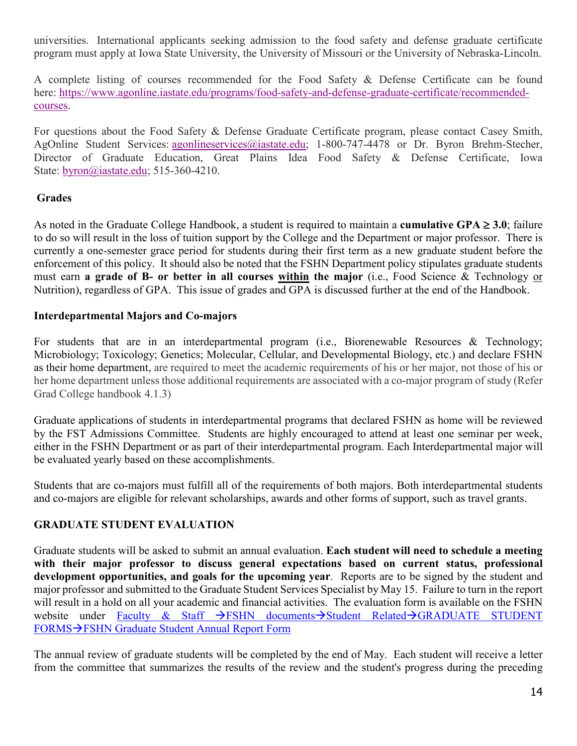universities. International applicants seeking admission to the food safety and defense graduate certificate program must apply at Iowa State University, the University of Missouri or the University of Nebraska-Lincoln.

A complete listing of courses recommended for the Food Safety & Defense Certificate can be found here: [https://www.agonline.iastate.edu/programs/food-safety-and-defense-graduate-certificate/recommended-courses](https://www.agonline.iastate.edu/programs/food-safety-and-defense-graduate-certificate/recommended-courses).

For questions about the Food Safety & Defense Graduate Certificate program, please contact Casey Smith, AgOnline Student Services: agonlineservices@iastate.edu; 1-800-747-4478 or Dr. Byron Brehm-Stecher, Director of Graduate Education, Great Plains Idea Food Safety & Defense Certificate, Iowa State: byron@iastate.edu; 515-360-4210.

## Grades

As noted in the Graduate College Handbook, a student is required to maintain a **cumulative GPA ≥ 3.0**; failure to do so will result in the loss of tuition support by the College and the Department or major professor. There is currently a one-semester grace period for students during their first term as a new graduate student before the enforcement of this policy. It should also be noted that the FSHN Department policy stipulates graduate students must earn **a grade of B- or better in all courses <u>within</u> the major** (i.e., Food Science & Technology <u>or</u> Nutrition), regardless of GPA. This issue of grades and GPA is discussed further at the end of the Handbook.

## Interdepartmental Majors and Co-majors

For students that are in an interdepartmental program (i.e., Biorenewable Resources & Technology; Microbiology; Toxicology; Genetics; Molecular, Cellular, and Developmental Biology, etc.) and declare FSHN as their home department, are required to meet the academic requirements of his or her major, not those of his or her home department unless those additional requirements are associated with a co-major program of study (Refer Grad College handbook 4.1.3)

Graduate applications of students in interdepartmental programs that declared FSHN as home will be reviewed by the FST Admissions Committee. Students are highly encouraged to attend at least one seminar per week, either in the FSHN Department or as part of their interdepartmental program. Each Interdepartmental major will be evaluated yearly based on these accomplishments.

Students that are co-majors must fulfill all of the requirements of both majors. Both interdepartmental students and co-majors are eligible for relevant scholarships, awards and other forms of support, such as travel grants.

## GRADUATE STUDENT EVALUATION

Graduate students will be asked to submit an annual evaluation. **Each student will need to schedule a meeting with their major professor to discuss general expectations based on current status, professional development opportunities, and goals for the upcoming year**. Reports are to be signed by the student and major professor and submitted to the Graduate Student Services Specialist by May 15. Failure to turn in the report will result in a hold on all your academic and financial activities. The evaluation form is available on the FSHN website under Faculty & Staff →FSHN documents→Student Related→GRADUATE STUDENT FORMS→FSHN Graduate Student Annual Report Form

The annual review of graduate students will be completed by the end of May. Each student will receive a letter from the committee that summarizes the results of the review and the student's progress during the preceding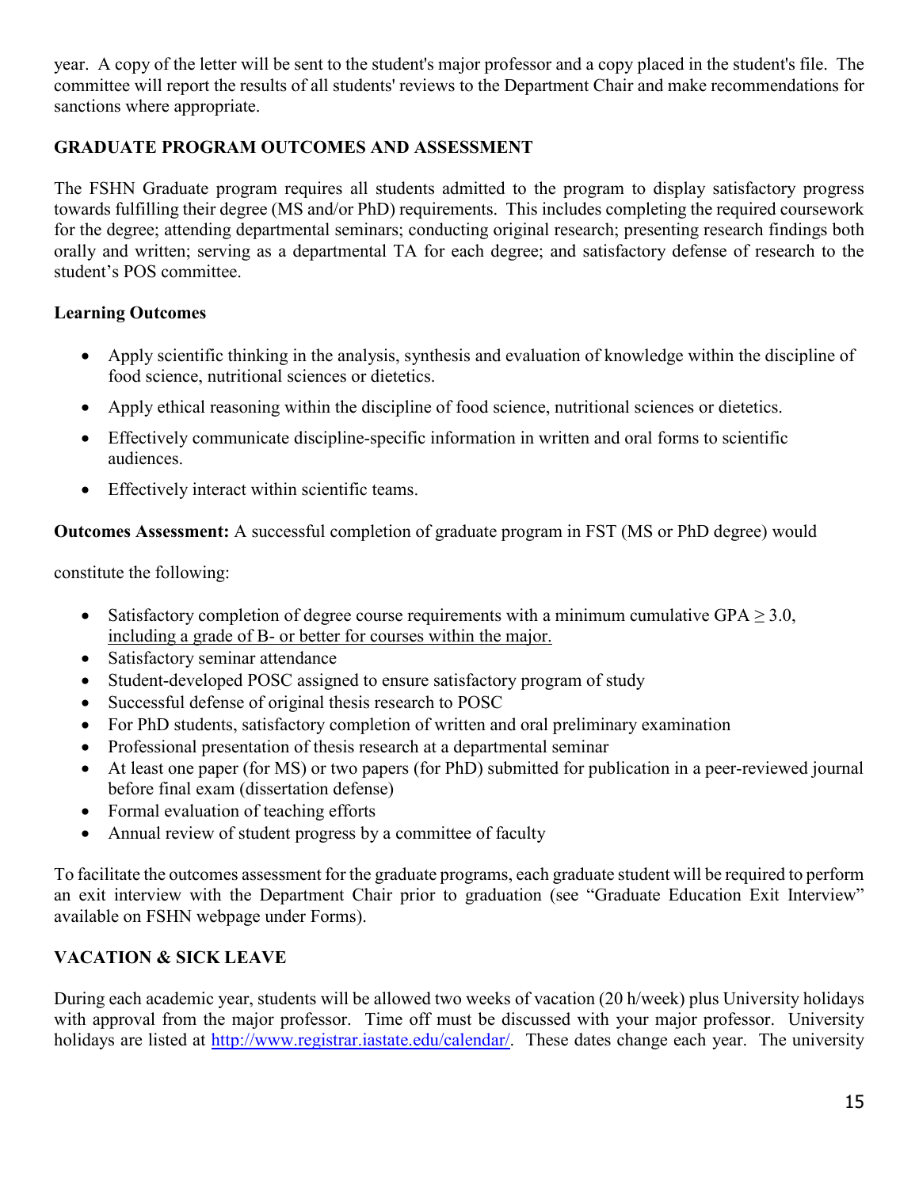year. A copy of the letter will be sent to the student's major professor and a copy placed in the student's file. The committee will report the results of all students' reviews to the Department Chair and make recommendations for sanctions where appropriate.

## GRADUATE PROGRAM OUTCOMES AND ASSESSMENT

The FSHN Graduate program requires all students admitted to the program to display satisfactory progress towards fulfilling their degree (MS and/or PhD) requirements. This includes completing the required coursework for the degree; attending departmental seminars; conducting original research; presenting research findings both orally and written; serving as a departmental TA for each degree; and satisfactory defense of research to the student's POS committee.

### Learning Outcomes

- Apply scientific thinking in the analysis, synthesis and evaluation of knowledge within the discipline of food science, nutritional sciences or dietetics.
- Apply ethical reasoning within the discipline of food science, nutritional sciences or dietetics.
- Effectively communicate discipline-specific information in written and oral forms to scientific audiences.
- Effectively interact within scientific teams.

**Outcomes Assessment:** A successful completion of graduate program in FST (MS or PhD degree) would

constitute the following:

- Satisfactory completion of degree course requirements with a minimum cumulative GPA $\geq$ 3.0, <u>including a grade of B- or better for courses within the major.</u>
- Satisfactory seminar attendance
- Student-developed POSC assigned to ensure satisfactory program of study
- Successful defense of original thesis research to POSC
- For PhD students, satisfactory completion of written and oral preliminary examination
- Professional presentation of thesis research at a departmental seminar
- At least one paper (for MS) or two papers (for PhD) submitted for publication in a peer-reviewed journal before final exam (dissertation defense)
- Formal evaluation of teaching efforts
- Annual review of student progress by a committee of faculty

To facilitate the outcomes assessment for the graduate programs, each graduate student will be required to perform an exit interview with the Department Chair prior to graduation (see "Graduate Education Exit Interview" available on FSHN webpage under Forms).

## VACATION & SICK LEAVE

During each academic year, students will be allowed two weeks of vacation (20 h/week) plus University holidays with approval from the major professor. Time off must be discussed with your major professor. University holidays are listed at http://www.registrar.iastate.edu/calendar/. These dates change each year. The university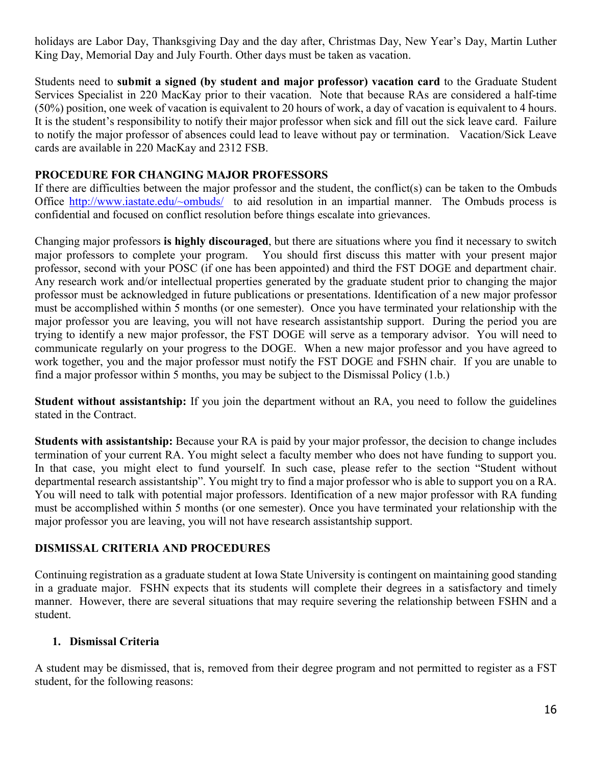holidays are Labor Day, Thanksgiving Day and the day after, Christmas Day, New Year's Day, Martin Luther King Day, Memorial Day and July Fourth. Other days must be taken as vacation.

Students need to **submit a signed (by student and major professor) vacation card** to the Graduate Student Services Specialist in 220 MacKay prior to their vacation. Note that because RAs are considered a half-time (50%) position, one week of vacation is equivalent to 20 hours of work, a day of vacation is equivalent to 4 hours. It is the student's responsibility to notify their major professor when sick and fill out the sick leave card. Failure to notify the major professor of absences could lead to leave without pay or termination. Vacation/Sick Leave cards are available in 220 MacKay and 2312 FSB.

**PROCEDURE FOR CHANGING MAJOR PROFESSORS**

If there are difficulties between the major professor and the student, the conflict(s) can be taken to the Ombuds Office [http://www.iastate.edu/~ombuds/](http://www.iastate.edu/~ombuds/) to aid resolution in an impartial manner. The Ombuds process is confidential and focused on conflict resolution before things escalate into grievances.

Changing major professors **is highly discouraged**, but there are situations where you find it necessary to switch major professors to complete your program. You should first discuss this matter with your present major professor, second with your POSC (if one has been appointed) and third the FST DOGE and department chair. Any research work and/or intellectual properties generated by the graduate student prior to changing the major professor must be acknowledged in future publications or presentations. Identification of a new major professor must be accomplished within 5 months (or one semester). Once you have terminated your relationship with the major professor you are leaving, you will not have research assistantship support. During the period you are trying to identify a new major professor, the FST DOGE will serve as a temporary advisor. You will need to communicate regularly on your progress to the DOGE. When a new major professor and you have agreed to work together, you and the major professor must notify the FST DOGE and FSHN chair. If you are unable to find a major professor within 5 months, you may be subject to the Dismissal Policy (1.b.)

**Student without assistantship:** If you join the department without an RA, you need to follow the guidelines stated in the Contract.

**Students with assistantship:** Because your RA is paid by your major professor, the decision to change includes termination of your current RA. You might select a faculty member who does not have funding to support you. In that case, you might elect to fund yourself. In such case, please refer to the section "Student without departmental research assistantship". You might try to find a major professor who is able to support you on a RA. You will need to talk with potential major professors. Identification of a new major professor with RA funding must be accomplished within 5 months (or one semester). Once you have terminated your relationship with the major professor you are leaving, you will not have research assistantship support.

**DISMISSAL CRITERIA AND PROCEDURES**

Continuing registration as a graduate student at Iowa State University is contingent on maintaining good standing in a graduate major. FSHN expects that its students will complete their degrees in a satisfactory and timely manner. However, there are several situations that may require severing the relationship between FSHN and a student.

**1. Dismissal Criteria**

A student may be dismissed, that is, removed from their degree program and not permitted to register as a FST student, for the following reasons: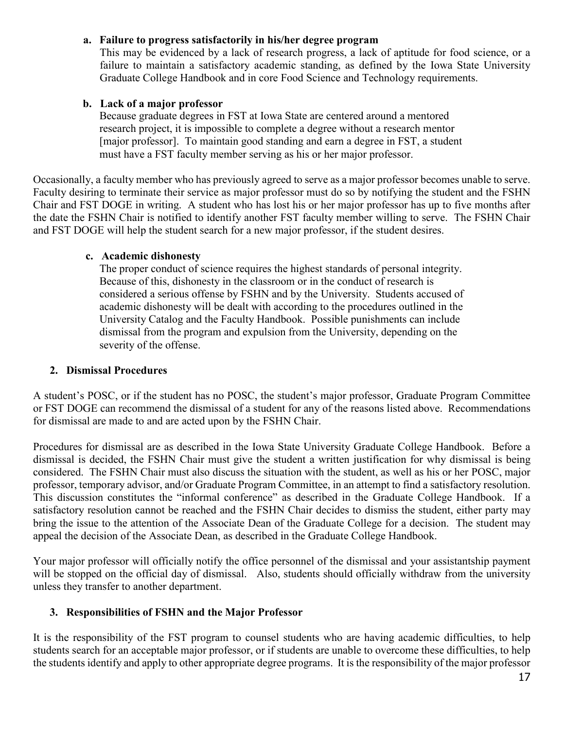**a. Failure to progress satisfactorily in his/her degree program**

This may be evidenced by a lack of research progress, a lack of aptitude for food science, or a failure to maintain a satisfactory academic standing, as defined by the Iowa State University Graduate College Handbook and in core Food Science and Technology requirements.

**b. Lack of a major professor**

Because graduate degrees in FST at Iowa State are centered around a mentored research project, it is impossible to complete a degree without a research mentor [major professor]. To maintain good standing and earn a degree in FST, a student must have a FST faculty member serving as his or her major professor.

Occasionally, a faculty member who has previously agreed to serve as a major professor becomes unable to serve. Faculty desiring to terminate their service as major professor must do so by notifying the student and the FSHN Chair and FST DOGE in writing. A student who has lost his or her major professor has up to five months after the date the FSHN Chair is notified to identify another FST faculty member willing to serve. The FSHN Chair and FST DOGE will help the student search for a new major professor, if the student desires.

**c. Academic dishonesty**

The proper conduct of science requires the highest standards of personal integrity. Because of this, dishonesty in the classroom or in the conduct of research is considered a serious offense by FSHN and by the University. Students accused of academic dishonesty will be dealt with according to the procedures outlined in the University Catalog and the Faculty Handbook. Possible punishments can include dismissal from the program and expulsion from the University, depending on the severity of the offense.

### 2. Dismissal Procedures

A student's POSC, or if the student has no POSC, the student's major professor, Graduate Program Committee or FST DOGE can recommend the dismissal of a student for any of the reasons listed above. Recommendations for dismissal are made to and are acted upon by the FSHN Chair.

Procedures for dismissal are as described in the Iowa State University Graduate College Handbook. Before a dismissal is decided, the FSHN Chair must give the student a written justification for why dismissal is being considered. The FSHN Chair must also discuss the situation with the student, as well as his or her POSC, major professor, temporary advisor, and/or Graduate Program Committee, in an attempt to find a satisfactory resolution. This discussion constitutes the "informal conference" as described in the Graduate College Handbook. If a satisfactory resolution cannot be reached and the FSHN Chair decides to dismiss the student, either party may bring the issue to the attention of the Associate Dean of the Graduate College for a decision. The student may appeal the decision of the Associate Dean, as described in the Graduate College Handbook.

Your major professor will officially notify the office personnel of the dismissal and your assistantship payment will be stopped on the official day of dismissal. Also, students should officially withdraw from the university unless they transfer to another department.

### 3. Responsibilities of FSHN and the Major Professor

It is the responsibility of the FST program to counsel students who are having academic difficulties, to help students search for an acceptable major professor, or if students are unable to overcome these difficulties, to help the students identify and apply to other appropriate degree programs. It is the responsibility of the major professor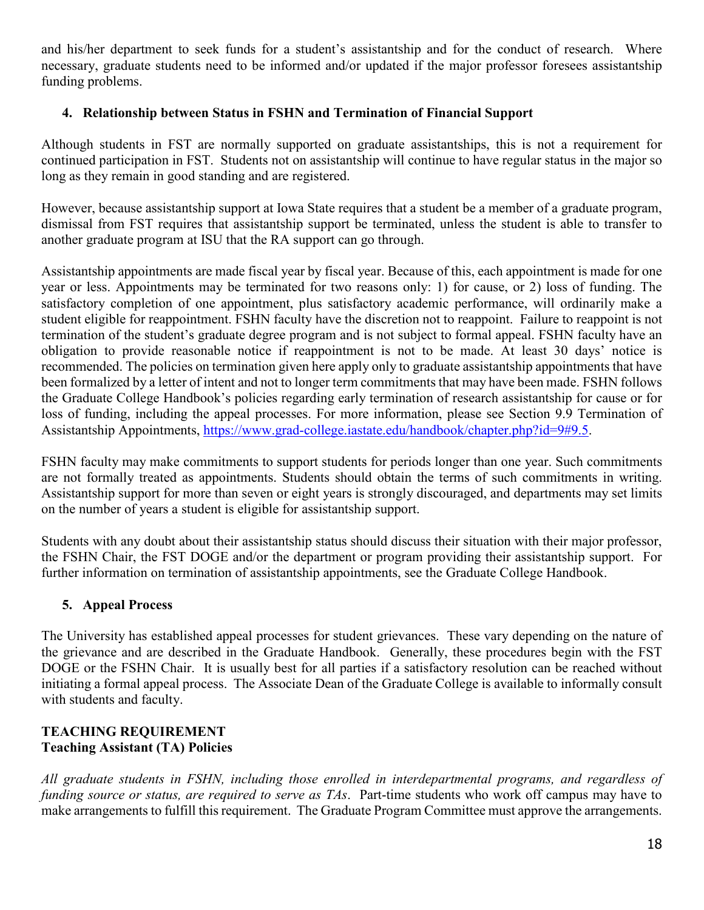and his/her department to seek funds for a student's assistantship and for the conduct of research. Where necessary, graduate students need to be informed and/or updated if the major professor foresees assistantship funding problems.

### 4. Relationship between Status in FSHN and Termination of Financial Support

Although students in FST are normally supported on graduate assistantships, this is not a requirement for continued participation in FST. Students not on assistantship will continue to have regular status in the major so long as they remain in good standing and are registered.

However, because assistantship support at Iowa State requires that a student be a member of a graduate program, dismissal from FST requires that assistantship support be terminated, unless the student is able to transfer to another graduate program at ISU that the RA support can go through.

Assistantship appointments are made fiscal year by fiscal year. Because of this, each appointment is made for one year or less. Appointments may be terminated for two reasons only: 1) for cause, or 2) loss of funding. The satisfactory completion of one appointment, plus satisfactory academic performance, will ordinarily make a student eligible for reappointment. FSHN faculty have the discretion not to reappoint. Failure to reappoint is not termination of the student's graduate degree program and is not subject to formal appeal. FSHN faculty have an obligation to provide reasonable notice if reappointment is not to be made. At least 30 days' notice is recommended. The policies on termination given here apply only to graduate assistantship appointments that have been formalized by a letter of intent and not to longer term commitments that may have been made. FSHN follows the Graduate College Handbook's policies regarding early termination of research assistantship for cause or for loss of funding, including the appeal processes. For more information, please see Section 9.9 Termination of Assistantship Appointments, https://www.grad-college.iastate.edu/handbook/chapter.php?id=9#9.5.

FSHN faculty may make commitments to support students for periods longer than one year. Such commitments are not formally treated as appointments. Students should obtain the terms of such commitments in writing. Assistantship support for more than seven or eight years is strongly discouraged, and departments may set limits on the number of years a student is eligible for assistantship support.

Students with any doubt about their assistantship status should discuss their situation with their major professor, the FSHN Chair, the FST DOGE and/or the department or program providing their assistantship support. For further information on termination of assistantship appointments, see the Graduate College Handbook.

### 5. Appeal Process

The University has established appeal processes for student grievances. These vary depending on the nature of the grievance and are described in the Graduate Handbook. Generally, these procedures begin with the FST DOGE or the FSHN Chair. It is usually best for all parties if a satisfactory resolution can be reached without initiating a formal appeal process. The Associate Dean of the Graduate College is available to informally consult with students and faculty.

## TEACHING REQUIREMENT
### Teaching Assistant (TA) Policies

*All graduate students in FSHN, including those enrolled in interdepartmental programs, and regardless of funding source or status, are required to serve as TAs*. Part-time students who work off campus may have to make arrangements to fulfill this requirement. The Graduate Program Committee must approve the arrangements.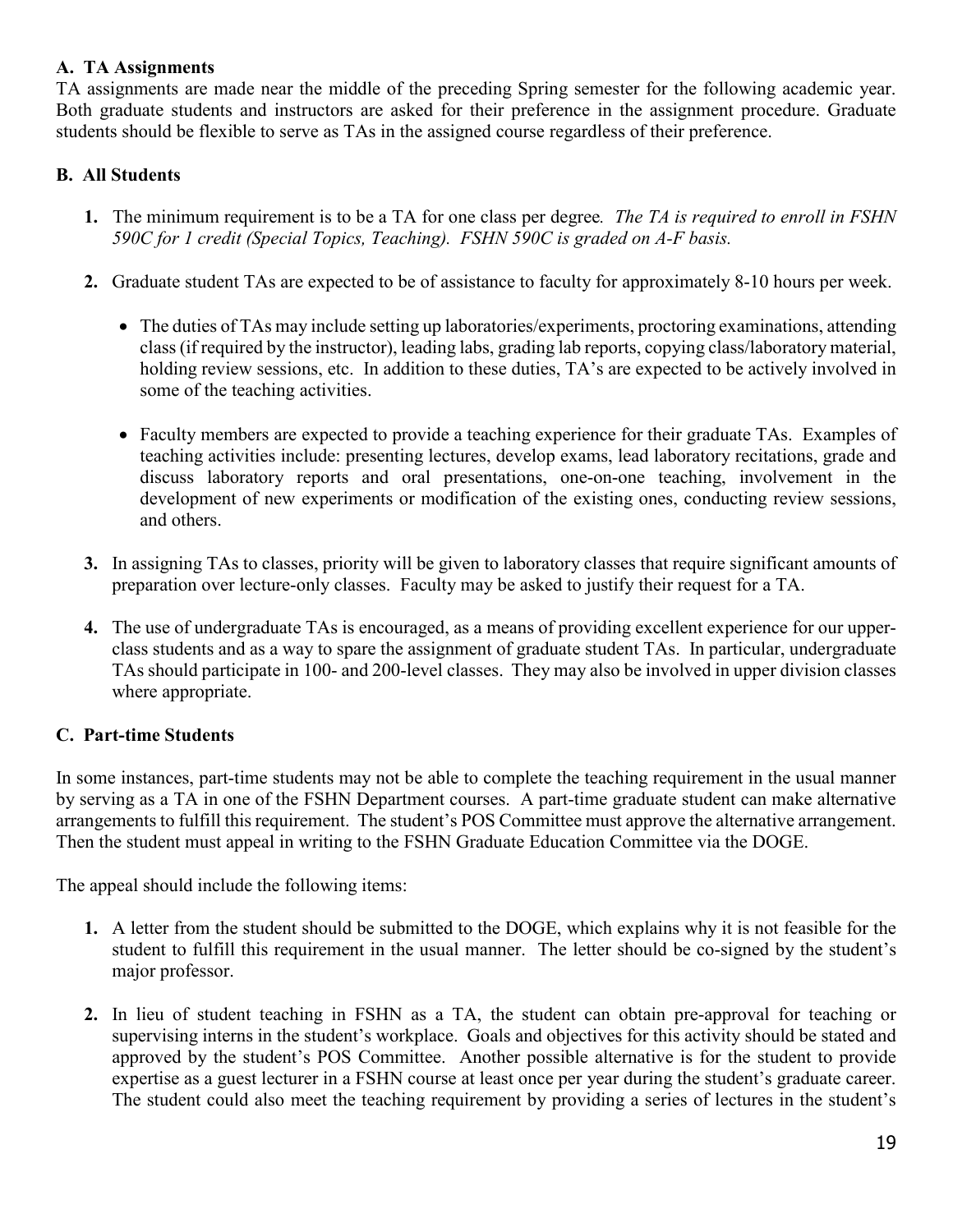### A. TA Assignments

TA assignments are made near the middle of the preceding Spring semester for the following academic year. Both graduate students and instructors are asked for their preference in the assignment procedure. Graduate students should be flexible to serve as TAs in the assigned course regardless of their preference.

### B. All Students

1. The minimum requirement is to be a TA for one class per degree. *The TA is required to enroll in FSHN 590C for 1 credit (Special Topics, Teaching). FSHN 590C is graded on A-F basis.*

2. Graduate student TAs are expected to be of assistance to faculty for approximately 8-10 hours per week.

   - The duties of TAs may include setting up laboratories/experiments, proctoring examinations, attending class (if required by the instructor), leading labs, grading lab reports, copying class/laboratory material, holding review sessions, etc. In addition to these duties, TA's are expected to be actively involved in some of the teaching activities.

   - Faculty members are expected to provide a teaching experience for their graduate TAs. Examples of teaching activities include: presenting lectures, develop exams, lead laboratory recitations, grade and discuss laboratory reports and oral presentations, one-on-one teaching, involvement in the development of new experiments or modification of the existing ones, conducting review sessions, and others.

3. In assigning TAs to classes, priority will be given to laboratory classes that require significant amounts of preparation over lecture-only classes. Faculty may be asked to justify their request for a TA.

4. The use of undergraduate TAs is encouraged, as a means of providing excellent experience for our upper-class students and as a way to spare the assignment of graduate student TAs. In particular, undergraduate TAs should participate in 100- and 200-level classes. They may also be involved in upper division classes where appropriate.

### C. Part-time Students

In some instances, part-time students may not be able to complete the teaching requirement in the usual manner by serving as a TA in one of the FSHN Department courses. A part-time graduate student can make alternative arrangements to fulfill this requirement. The student's POS Committee must approve the alternative arrangement. Then the student must appeal in writing to the FSHN Graduate Education Committee via the DOGE.

The appeal should include the following items:

1. A letter from the student should be submitted to the DOGE, which explains why it is not feasible for the student to fulfill this requirement in the usual manner. The letter should be co-signed by the student's major professor.

2. In lieu of student teaching in FSHN as a TA, the student can obtain pre-approval for teaching or supervising interns in the student's workplace. Goals and objectives for this activity should be stated and approved by the student's POS Committee. Another possible alternative is for the student to provide expertise as a guest lecturer in a FSHN course at least once per year during the student's graduate career. The student could also meet the teaching requirement by providing a series of lectures in the student's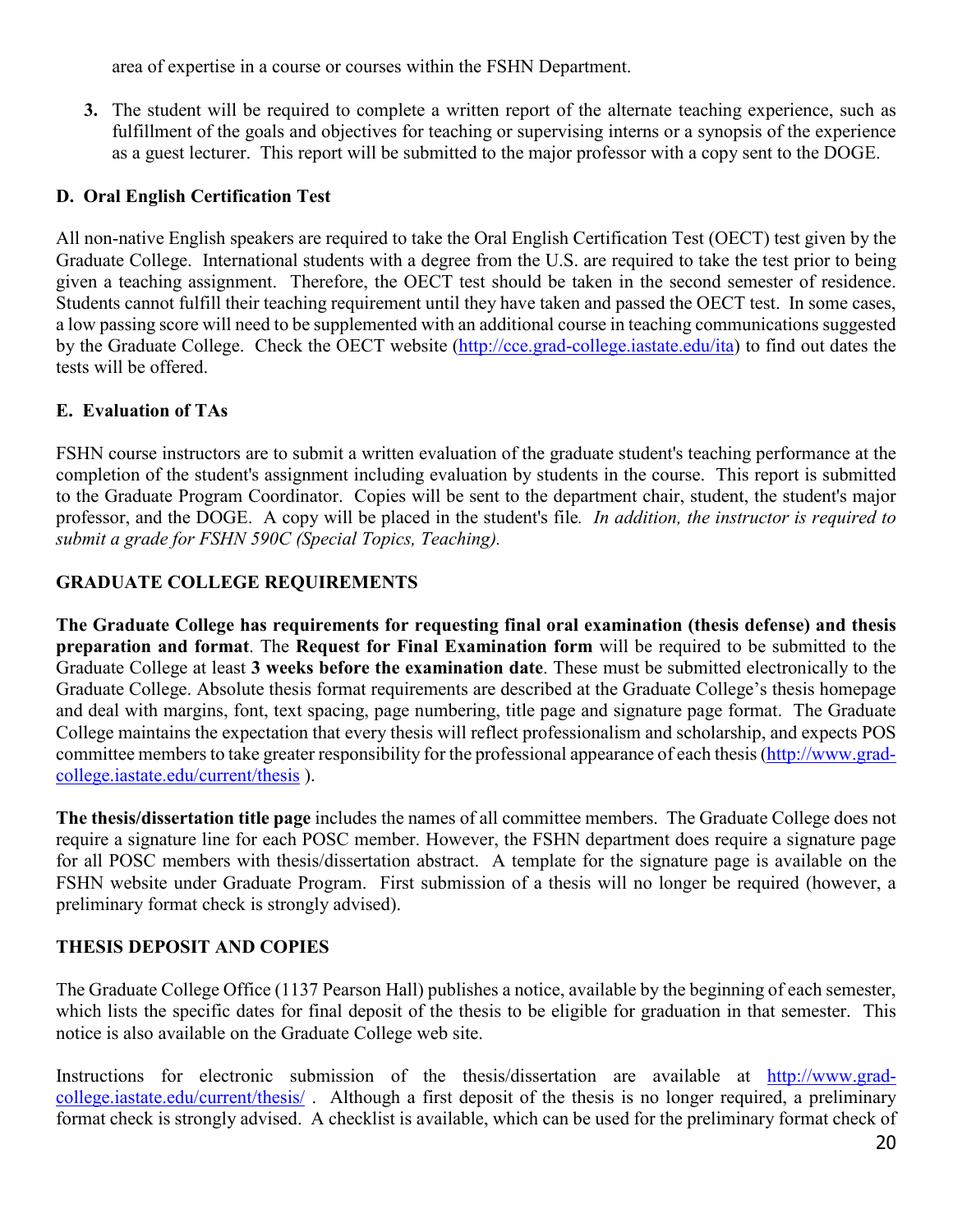area of expertise in a course or courses within the FSHN Department.

3. The student will be required to complete a written report of the alternate teaching experience, such as fulfillment of the goals and objectives for teaching or supervising interns or a synopsis of the experience as a guest lecturer. This report will be submitted to the major professor with a copy sent to the DOGE.

### D. Oral English Certification Test

All non-native English speakers are required to take the Oral English Certification Test (OECT) test given by the Graduate College. International students with a degree from the U.S. are required to take the test prior to being given a teaching assignment. Therefore, the OECT test should be taken in the second semester of residence. Students cannot fulfill their teaching requirement until they have taken and passed the OECT test. In some cases, a low passing score will need to be supplemented with an additional course in teaching communications suggested by the Graduate College. Check the OECT website (http://cce.grad-college.iastate.edu/ita) to find out dates the tests will be offered.

### E. Evaluation of TAs

FSHN course instructors are to submit a written evaluation of the graduate student's teaching performance at the completion of the student's assignment including evaluation by students in the course. This report is submitted to the Graduate Program Coordinator. Copies will be sent to the department chair, student, the student's major professor, and the DOGE. A copy will be placed in the student's file. *In addition, the instructor is required to submit a grade for FSHN 590C (Special Topics, Teaching).*

## GRADUATE COLLEGE REQUIREMENTS

**The Graduate College has requirements for requesting final oral examination (thesis defense) and thesis preparation and format**. The **Request for Final Examination form** will be required to be submitted to the Graduate College at least **3 weeks before the examination date**. These must be submitted electronically to the Graduate College. Absolute thesis format requirements are described at the Graduate College's thesis homepage and deal with margins, font, text spacing, page numbering, title page and signature page format. The Graduate College maintains the expectation that every thesis will reflect professionalism and scholarship, and expects POS committee members to take greater responsibility for the professional appearance of each thesis (http://www.grad-college.iastate.edu/current/thesis ).

**The thesis/dissertation title page** includes the names of all committee members. The Graduate College does not require a signature line for each POSC member. However, the FSHN department does require a signature page for all POSC members with thesis/dissertation abstract. A template for the signature page is available on the FSHN website under Graduate Program. First submission of a thesis will no longer be required (however, a preliminary format check is strongly advised).

## THESIS DEPOSIT AND COPIES

The Graduate College Office (1137 Pearson Hall) publishes a notice, available by the beginning of each semester, which lists the specific dates for final deposit of the thesis to be eligible for graduation in that semester. This notice is also available on the Graduate College web site.

Instructions for electronic submission of the thesis/dissertation are available at http://www.grad-college.iastate.edu/current/thesis/ . Although a first deposit of the thesis is no longer required, a preliminary format check is strongly advised. A checklist is available, which can be used for the preliminary format check of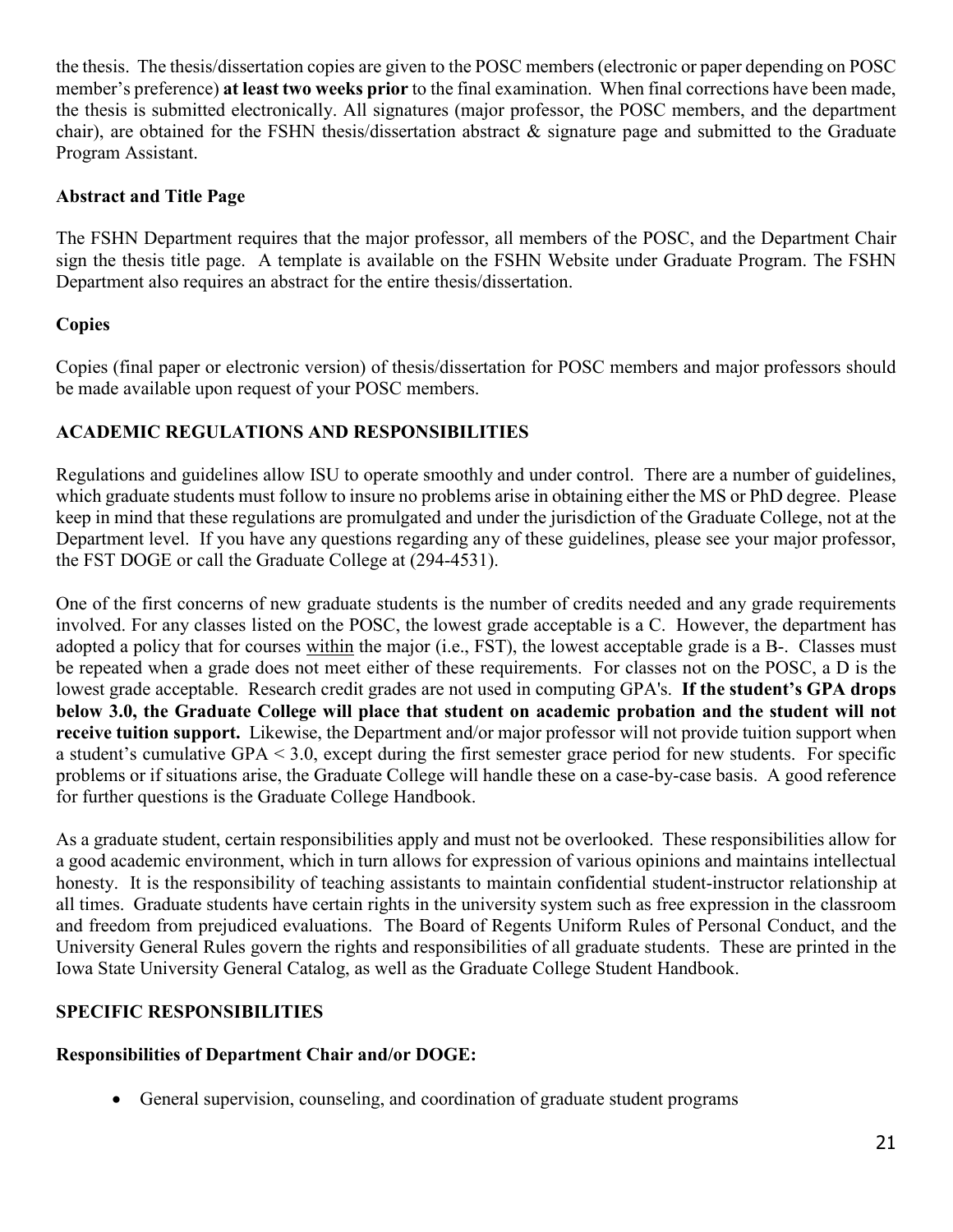the thesis. The thesis/dissertation copies are given to the POSC members (electronic or paper depending on POSC member's preference) **at least two weeks prior** to the final examination. When final corrections have been made, the thesis is submitted electronically. All signatures (major professor, the POSC members, and the department chair), are obtained for the FSHN thesis/dissertation abstract & signature page and submitted to the Graduate Program Assistant.

### Abstract and Title Page

The FSHN Department requires that the major professor, all members of the POSC, and the Department Chair sign the thesis title page. A template is available on the FSHN Website under Graduate Program. The FSHN Department also requires an abstract for the entire thesis/dissertation.

### Copies

Copies (final paper or electronic version) of thesis/dissertation for POSC members and major professors should be made available upon request of your POSC members.

## ACADEMIC REGULATIONS AND RESPONSIBILITIES

Regulations and guidelines allow ISU to operate smoothly and under control. There are a number of guidelines, which graduate students must follow to insure no problems arise in obtaining either the MS or PhD degree. Please keep in mind that these regulations are promulgated and under the jurisdiction of the Graduate College, not at the Department level. If you have any questions regarding any of these guidelines, please see your major professor, the FST DOGE or call the Graduate College at (294-4531).

One of the first concerns of new graduate students is the number of credits needed and any grade requirements involved. For any classes listed on the POSC, the lowest grade acceptable is a C. However, the department has adopted a policy that for courses <u>within</u> the major (i.e., FST), the lowest acceptable grade is a B-. Classes must be repeated when a grade does not meet either of these requirements. For classes not on the POSC, a D is the lowest grade acceptable. Research credit grades are not used in computing GPA's. **If the student's GPA drops below 3.0, the Graduate College will place that student on academic probation and the student will not receive tuition support.** Likewise, the Department and/or major professor will not provide tuition support when a student's cumulative GPA < 3.0, except during the first semester grace period for new students. For specific problems or if situations arise, the Graduate College will handle these on a case-by-case basis. A good reference for further questions is the Graduate College Handbook.

As a graduate student, certain responsibilities apply and must not be overlooked. These responsibilities allow for a good academic environment, which in turn allows for expression of various opinions and maintains intellectual honesty. It is the responsibility of teaching assistants to maintain confidential student-instructor relationship at all times. Graduate students have certain rights in the university system such as free expression in the classroom and freedom from prejudiced evaluations. The Board of Regents Uniform Rules of Personal Conduct, and the University General Rules govern the rights and responsibilities of all graduate students. These are printed in the Iowa State University General Catalog, as well as the Graduate College Student Handbook.

## SPECIFIC RESPONSIBILITIES

### Responsibilities of Department Chair and/or DOGE:

- General supervision, counseling, and coordination of graduate student programs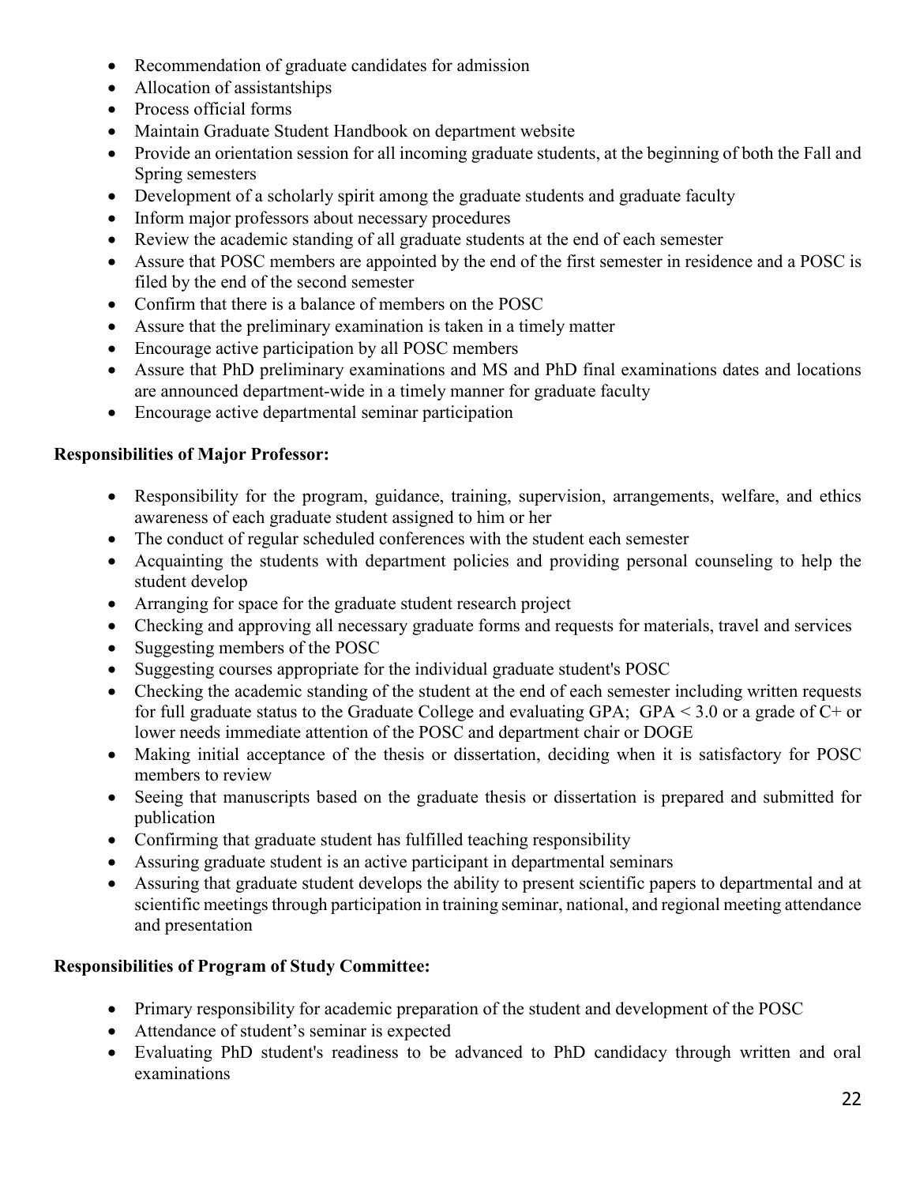- Recommendation of graduate candidates for admission
- Allocation of assistantships
- Process official forms
- Maintain Graduate Student Handbook on department website
- Provide an orientation session for all incoming graduate students, at the beginning of both the Fall and Spring semesters
- Development of a scholarly spirit among the graduate students and graduate faculty
- Inform major professors about necessary procedures
- Review the academic standing of all graduate students at the end of each semester
- Assure that POSC members are appointed by the end of the first semester in residence and a POSC is filed by the end of the second semester
- Confirm that there is a balance of members on the POSC
- Assure that the preliminary examination is taken in a timely matter
- Encourage active participation by all POSC members
- Assure that PhD preliminary examinations and MS and PhD final examinations dates and locations are announced department-wide in a timely manner for graduate faculty
- Encourage active departmental seminar participation

**Responsibilities of Major Professor:**

- Responsibility for the program, guidance, training, supervision, arrangements, welfare, and ethics awareness of each graduate student assigned to him or her
- The conduct of regular scheduled conferences with the student each semester
- Acquainting the students with department policies and providing personal counseling to help the student develop
- Arranging for space for the graduate student research project
- Checking and approving all necessary graduate forms and requests for materials, travel and services
- Suggesting members of the POSC
- Suggesting courses appropriate for the individual graduate student's POSC
- Checking the academic standing of the student at the end of each semester including written requests for full graduate status to the Graduate College and evaluating GPA; GPA < 3.0 or a grade of C+ or lower needs immediate attention of the POSC and department chair or DOGE
- Making initial acceptance of the thesis or dissertation, deciding when it is satisfactory for POSC members to review
- Seeing that manuscripts based on the graduate thesis or dissertation is prepared and submitted for publication
- Confirming that graduate student has fulfilled teaching responsibility
- Assuring graduate student is an active participant in departmental seminars
- Assuring that graduate student develops the ability to present scientific papers to departmental and at scientific meetings through participation in training seminar, national, and regional meeting attendance and presentation

**Responsibilities of Program of Study Committee:**

- Primary responsibility for academic preparation of the student and development of the POSC
- Attendance of student's seminar is expected
- Evaluating PhD student's readiness to be advanced to PhD candidacy through written and oral examinations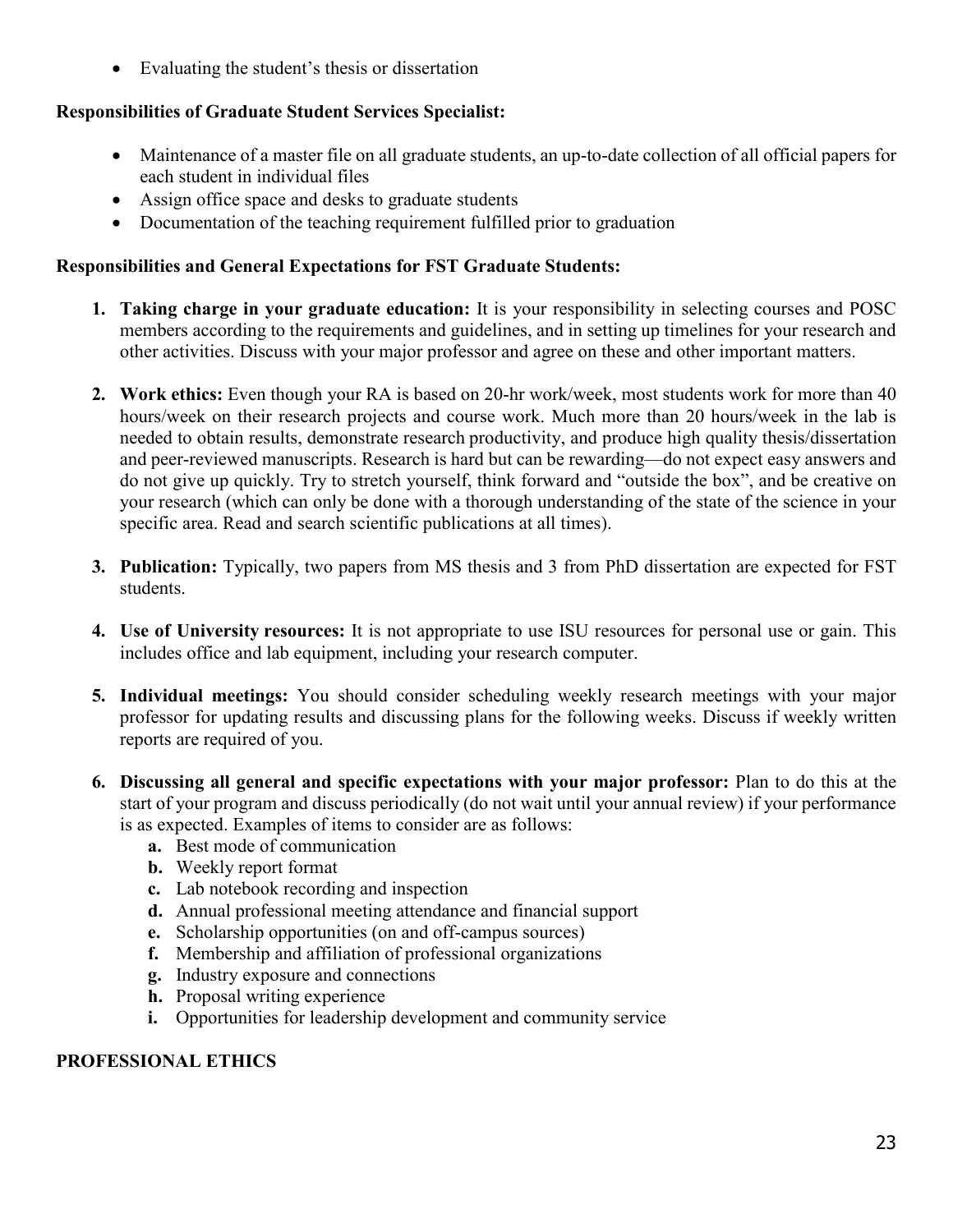- Evaluating the student's thesis or dissertation

**Responsibilities of Graduate Student Services Specialist:**

- Maintenance of a master file on all graduate students, an up-to-date collection of all official papers for each student in individual files
- Assign office space and desks to graduate students
- Documentation of the teaching requirement fulfilled prior to graduation

**Responsibilities and General Expectations for FST Graduate Students:**

1. **Taking charge in your graduate education:** It is your responsibility in selecting courses and POSC members according to the requirements and guidelines, and in setting up timelines for your research and other activities. Discuss with your major professor and agree on these and other important matters.

2. **Work ethics:** Even though your RA is based on 20-hr work/week, most students work for more than 40 hours/week on their research projects and course work. Much more than 20 hours/week in the lab is needed to obtain results, demonstrate research productivity, and produce high quality thesis/dissertation and peer-reviewed manuscripts. Research is hard but can be rewarding—do not expect easy answers and do not give up quickly. Try to stretch yourself, think forward and "outside the box", and be creative on your research (which can only be done with a thorough understanding of the state of the science in your specific area. Read and search scientific publications at all times).

3. **Publication:** Typically, two papers from MS thesis and 3 from PhD dissertation are expected for FST students.

4. **Use of University resources:** It is not appropriate to use ISU resources for personal use or gain. This includes office and lab equipment, including your research computer.

5. **Individual meetings:** You should consider scheduling weekly research meetings with your major professor for updating results and discussing plans for the following weeks. Discuss if weekly written reports are required of you.

6. **Discussing all general and specific expectations with your major professor:** Plan to do this at the start of your program and discuss periodically (do not wait until your annual review) if your performance is as expected. Examples of items to consider are as follows:
   a. Best mode of communication
   b. Weekly report format
   c. Lab notebook recording and inspection
   d. Annual professional meeting attendance and financial support
   e. Scholarship opportunities (on and off-campus sources)
   f. Membership and affiliation of professional organizations
   g. Industry exposure and connections
   h. Proposal writing experience
   i. Opportunities for leadership development and community service

**PROFESSIONAL ETHICS**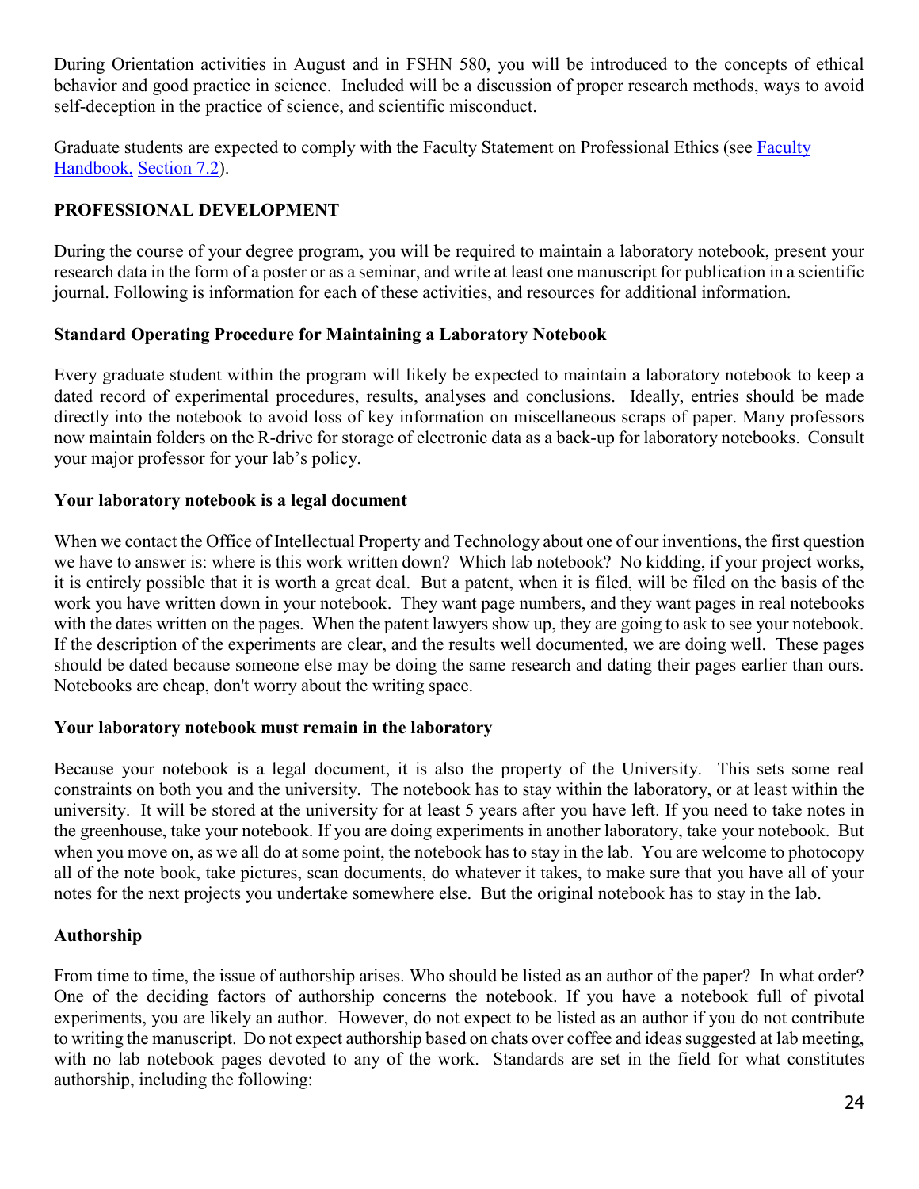During Orientation activities in August and in FSHN 580, you will be introduced to the concepts of ethical behavior and good practice in science. Included will be a discussion of proper research methods, ways to avoid self-deception in the practice of science, and scientific misconduct.

Graduate students are expected to comply with the Faculty Statement on Professional Ethics (see [Faculty Handbook,](#) [Section 7.2](#)).

## PROFESSIONAL DEVELOPMENT

During the course of your degree program, you will be required to maintain a laboratory notebook, present your research data in the form of a poster or as a seminar, and write at least one manuscript for publication in a scientific journal. Following is information for each of these activities, and resources for additional information.

### Standard Operating Procedure for Maintaining a Laboratory Notebook

Every graduate student within the program will likely be expected to maintain a laboratory notebook to keep a dated record of experimental procedures, results, analyses and conclusions. Ideally, entries should be made directly into the notebook to avoid loss of key information on miscellaneous scraps of paper. Many professors now maintain folders on the R-drive for storage of electronic data as a back-up for laboratory notebooks. Consult your major professor for your lab's policy.

### Your laboratory notebook is a legal document

When we contact the Office of Intellectual Property and Technology about one of our inventions, the first question we have to answer is: where is this work written down? Which lab notebook? No kidding, if your project works, it is entirely possible that it is worth a great deal. But a patent, when it is filed, will be filed on the basis of the work you have written down in your notebook. They want page numbers, and they want pages in real notebooks with the dates written on the pages. When the patent lawyers show up, they are going to ask to see your notebook. If the description of the experiments are clear, and the results well documented, we are doing well. These pages should be dated because someone else may be doing the same research and dating their pages earlier than ours. Notebooks are cheap, don't worry about the writing space.

### Your laboratory notebook must remain in the laboratory

Because your notebook is a legal document, it is also the property of the University. This sets some real constraints on both you and the university. The notebook has to stay within the laboratory, or at least within the university. It will be stored at the university for at least 5 years after you have left. If you need to take notes in the greenhouse, take your notebook. If you are doing experiments in another laboratory, take your notebook. But when you move on, as we all do at some point, the notebook has to stay in the lab. You are welcome to photocopy all of the note book, take pictures, scan documents, do whatever it takes, to make sure that you have all of your notes for the next projects you undertake somewhere else. But the original notebook has to stay in the lab.

### Authorship

From time to time, the issue of authorship arises. Who should be listed as an author of the paper? In what order? One of the deciding factors of authorship concerns the notebook. If you have a notebook full of pivotal experiments, you are likely an author. However, do not expect to be listed as an author if you do not contribute to writing the manuscript. Do not expect authorship based on chats over coffee and ideas suggested at lab meeting, with no lab notebook pages devoted to any of the work. Standards are set in the field for what constitutes authorship, including the following: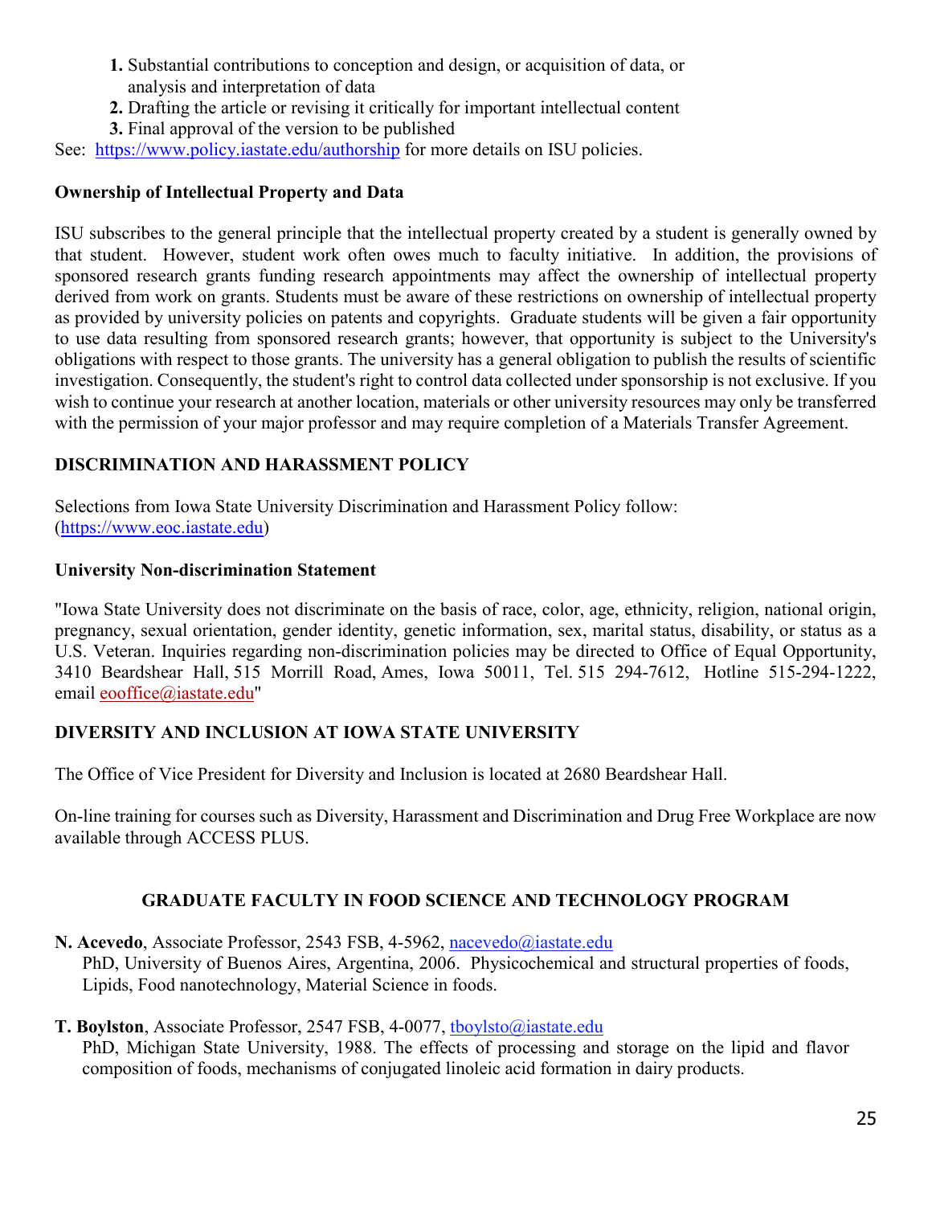1. Substantial contributions to conception and design, or acquisition of data, or analysis and interpretation of data
2. Drafting the article or revising it critically for important intellectual content
3. Final approval of the version to be published

See: https://www.policy.iastate.edu/authorship for more details on ISU policies.

**Ownership of Intellectual Property and Data**

ISU subscribes to the general principle that the intellectual property created by a student is generally owned by that student. However, student work often owes much to faculty initiative. In addition, the provisions of sponsored research grants funding research appointments may affect the ownership of intellectual property derived from work on grants. Students must be aware of these restrictions on ownership of intellectual property as provided by university policies on patents and copyrights. Graduate students will be given a fair opportunity to use data resulting from sponsored research grants; however, that opportunity is subject to the University's obligations with respect to those grants. The university has a general obligation to publish the results of scientific investigation. Consequently, the student's right to control data collected under sponsorship is not exclusive. If you wish to continue your research at another location, materials or other university resources may only be transferred with the permission of your major professor and may require completion of a Materials Transfer Agreement.

## DISCRIMINATION AND HARASSMENT POLICY

Selections from Iowa State University Discrimination and Harassment Policy follow: (https://www.eoc.iastate.edu)

**University Non-discrimination Statement**

"Iowa State University does not discriminate on the basis of race, color, age, ethnicity, religion, national origin, pregnancy, sexual orientation, gender identity, genetic information, sex, marital status, disability, or status as a U.S. Veteran. Inquiries regarding non-discrimination policies may be directed to Office of Equal Opportunity, 3410 Beardshear Hall, 515 Morrill Road, Ames, Iowa 50011, Tel. 515 294-7612, Hotline 515-294-1222, email eooffice@iastate.edu"

## DIVERSITY AND INCLUSION AT IOWA STATE UNIVERSITY

The Office of Vice President for Diversity and Inclusion is located at 2680 Beardshear Hall.

On-line training for courses such as Diversity, Harassment and Discrimination and Drug Free Workplace are now available through ACCESS PLUS.

## GRADUATE FACULTY IN FOOD SCIENCE AND TECHNOLOGY PROGRAM

**N. Acevedo**, Associate Professor, 2543 FSB, 4-5962, nacevedo@iastate.edu
PhD, University of Buenos Aires, Argentina, 2006. Physicochemical and structural properties of foods, Lipids, Food nanotechnology, Material Science in foods.

**T. Boylston**, Associate Professor, 2547 FSB, 4-0077, tboylsto@iastate.edu
PhD, Michigan State University, 1988. The effects of processing and storage on the lipid and flavor composition of foods, mechanisms of conjugated linoleic acid formation in dairy products.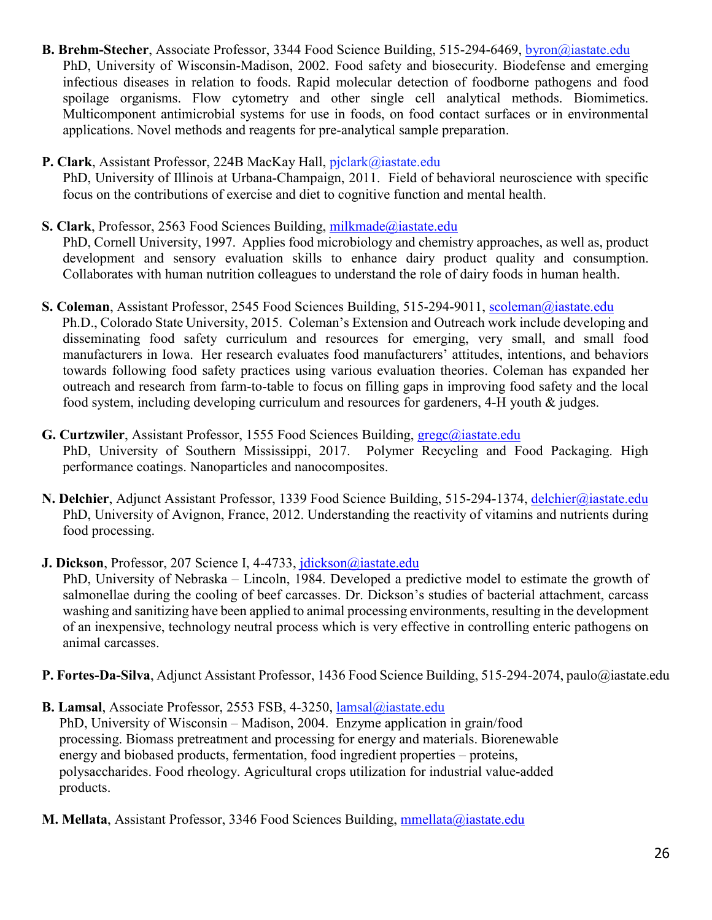**B. Brehm-Stecher**, Associate Professor, 3344 Food Science Building, 515-294-6469, byron@iastate.edu
PhD, University of Wisconsin-Madison, 2002. Food safety and biosecurity. Biodefense and emerging infectious diseases in relation to foods. Rapid molecular detection of foodborne pathogens and food spoilage organisms. Flow cytometry and other single cell analytical methods. Biomimetics. Multicomponent antimicrobial systems for use in foods, on food contact surfaces or in environmental applications. Novel methods and reagents for pre-analytical sample preparation.

**P. Clark**, Assistant Professor, 224B MacKay Hall, pjclark@iastate.edu
PhD, University of Illinois at Urbana-Champaign, 2011. Field of behavioral neuroscience with specific focus on the contributions of exercise and diet to cognitive function and mental health.

**S. Clark**, Professor, 2563 Food Sciences Building, milkmade@iastate.edu
PhD, Cornell University, 1997. Applies food microbiology and chemistry approaches, as well as, product development and sensory evaluation skills to enhance dairy product quality and consumption. Collaborates with human nutrition colleagues to understand the role of dairy foods in human health.

**S. Coleman**, Assistant Professor, 2545 Food Sciences Building, 515-294-9011, scoleman@iastate.edu
Ph.D., Colorado State University, 2015. Coleman's Extension and Outreach work include developing and disseminating food safety curriculum and resources for emerging, very small, and small food manufacturers in Iowa. Her research evaluates food manufacturers' attitudes, intentions, and behaviors towards following food safety practices using various evaluation theories. Coleman has expanded her outreach and research from farm-to-table to focus on filling gaps in improving food safety and the local food system, including developing curriculum and resources for gardeners, 4-H youth & judges.

**G. Curtzwiler**, Assistant Professor, 1555 Food Sciences Building, gregc@iastate.edu
PhD, University of Southern Mississippi, 2017. Polymer Recycling and Food Packaging. High performance coatings. Nanoparticles and nanocomposites.

**N. Delchier**, Adjunct Assistant Professor, 1339 Food Science Building, 515-294-1374, delchier@iastate.edu
PhD, University of Avignon, France, 2012. Understanding the reactivity of vitamins and nutrients during food processing.

**J. Dickson**, Professor, 207 Science I, 4-4733, jdickson@iastate.edu
PhD, University of Nebraska – Lincoln, 1984. Developed a predictive model to estimate the growth of salmonellae during the cooling of beef carcasses. Dr. Dickson's studies of bacterial attachment, carcass washing and sanitizing have been applied to animal processing environments, resulting in the development of an inexpensive, technology neutral process which is very effective in controlling enteric pathogens on animal carcasses.

**P. Fortes-Da-Silva**, Adjunct Assistant Professor, 1436 Food Science Building, 515-294-2074, paulo@iastate.edu

**B. Lamsal**, Associate Professor, 2553 FSB, 4-3250, lamsal@iastate.edu
PhD, University of Wisconsin – Madison, 2004. Enzyme application in grain/food processing. Biomass pretreatment and processing for energy and materials. Biorenewable energy and biobased products, fermentation, food ingredient properties – proteins, polysaccharides. Food rheology. Agricultural crops utilization for industrial value-added products.

**M. Mellata**, Assistant Professor, 3346 Food Sciences Building, mmellata@iastate.edu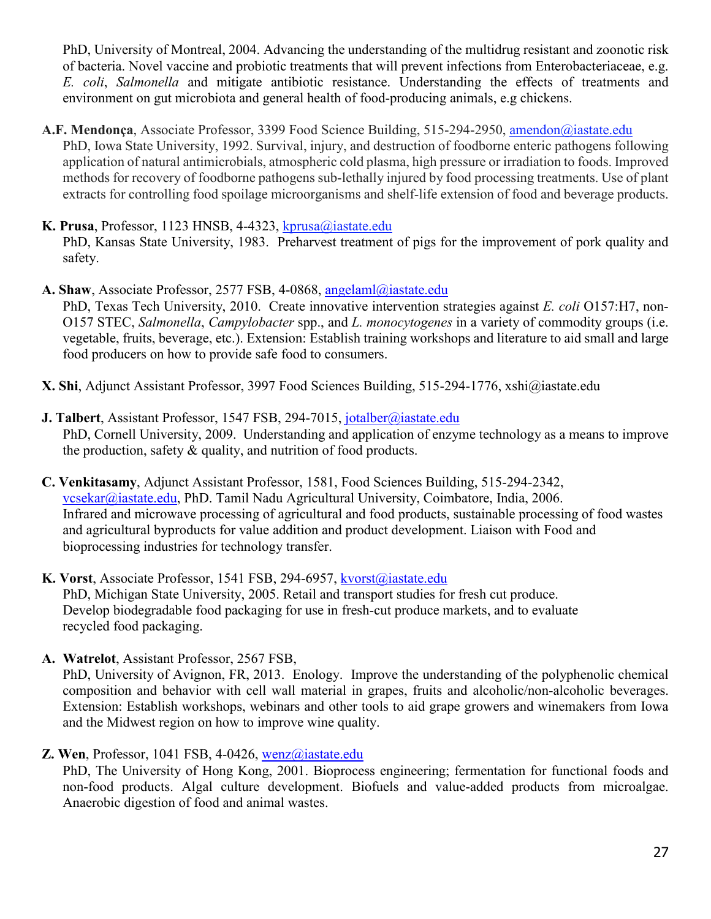PhD, University of Montreal, 2004. Advancing the understanding of the multidrug resistant and zoonotic risk of bacteria. Novel vaccine and probiotic treatments that will prevent infections from Enterobacteriaceae, e.g. *E. coli*, *Salmonella* and mitigate antibiotic resistance. Understanding the effects of treatments and environment on gut microbiota and general health of food-producing animals, e.g chickens.

**A.F. Mendonça**, Associate Professor, 3399 Food Science Building, 515-294-2950, amendon@iastate.edu
PhD, Iowa State University, 1992. Survival, injury, and destruction of foodborne enteric pathogens following application of natural antimicrobials, atmospheric cold plasma, high pressure or irradiation to foods. Improved methods for recovery of foodborne pathogens sub-lethally injured by food processing treatments. Use of plant extracts for controlling food spoilage microorganisms and shelf-life extension of food and beverage products.

**K. Prusa**, Professor, 1123 HNSB, 4-4323, kprusa@iastate.edu
PhD, Kansas State University, 1983. Preharvest treatment of pigs for the improvement of pork quality and safety.

**A. Shaw**, Associate Professor, 2577 FSB, 4-0868, angelaml@iastate.edu
PhD, Texas Tech University, 2010. Create innovative intervention strategies against *E. coli* O157:H7, non-O157 STEC, *Salmonella*, *Campylobacter* spp., and *L. monocytogenes* in a variety of commodity groups (i.e. vegetable, fruits, beverage, etc.). Extension: Establish training workshops and literature to aid small and large food producers on how to provide safe food to consumers.

**X. Shi**, Adjunct Assistant Professor, 3997 Food Sciences Building, 515-294-1776, xshi@iastate.edu

**J. Talbert**, Assistant Professor, 1547 FSB, 294-7015, jotalber@iastate.edu
PhD, Cornell University, 2009. Understanding and application of enzyme technology as a means to improve the production, safety & quality, and nutrition of food products.

**C. Venkitasamy**, Adjunct Assistant Professor, 1581, Food Sciences Building, 515-294-2342, vcsekar@iastate.edu, PhD. Tamil Nadu Agricultural University, Coimbatore, India, 2006.
Infrared and microwave processing of agricultural and food products, sustainable processing of food wastes and agricultural byproducts for value addition and product development. Liaison with Food and bioprocessing industries for technology transfer.

**K. Vorst**, Associate Professor, 1541 FSB, 294-6957, kvorst@iastate.edu
PhD, Michigan State University, 2005. Retail and transport studies for fresh cut produce. Develop biodegradable food packaging for use in fresh-cut produce markets, and to evaluate recycled food packaging.

**A. Watrelot**, Assistant Professor, 2567 FSB,
PhD, University of Avignon, FR, 2013. Enology. Improve the understanding of the polyphenolic chemical composition and behavior with cell wall material in grapes, fruits and alcoholic/non-alcoholic beverages. Extension: Establish workshops, webinars and other tools to aid grape growers and winemakers from Iowa and the Midwest region on how to improve wine quality.

**Z. Wen**, Professor, 1041 FSB, 4-0426, wenz@iastate.edu
PhD, The University of Hong Kong, 2001. Bioprocess engineering; fermentation for functional foods and non-food products. Algal culture development. Biofuels and value-added products from microalgae. Anaerobic digestion of food and animal wastes.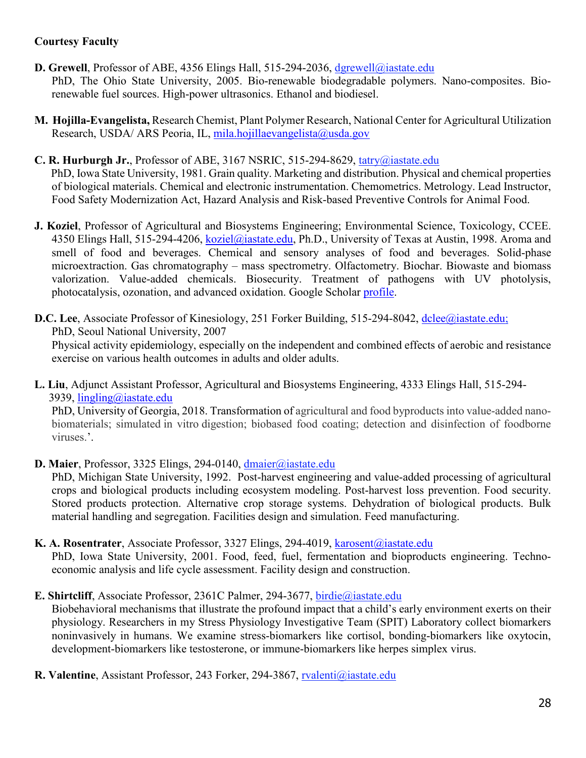**Courtesy Faculty**

**D. Grewell**, Professor of ABE, 4356 Elings Hall, 515-294-2036, dgrewell@iastate.edu
PhD, The Ohio State University, 2005. Bio-renewable biodegradable polymers. Nano-composites. Bio-renewable fuel sources. High-power ultrasonics. Ethanol and biodiesel.

**M. Hojilla-Evangelista,** Research Chemist, Plant Polymer Research, National Center for Agricultural Utilization Research, USDA/ ARS Peoria, IL, mila.hojillaevangelista@usda.gov

**C. R. Hurburgh Jr.**, Professor of ABE, 3167 NSRIC, 515-294-8629, tatry@iastate.edu
PhD, Iowa State University, 1981. Grain quality. Marketing and distribution. Physical and chemical properties of biological materials. Chemical and electronic instrumentation. Chemometrics. Metrology. Lead Instructor, Food Safety Modernization Act, Hazard Analysis and Risk-based Preventive Controls for Animal Food.

**J. Koziel**, Professor of Agricultural and Biosystems Engineering; Environmental Science, Toxicology, CCEE. 4350 Elings Hall, 515-294-4206, koziel@iastate.edu, Ph.D., University of Texas at Austin, 1998. Aroma and smell of food and beverages. Chemical and sensory analyses of food and beverages. Solid-phase microextraction. Gas chromatography – mass spectrometry. Olfactometry. Biochar. Biowaste and biomass valorization. Value-added chemicals. Biosecurity. Treatment of pathogens with UV photolysis, photocatalysis, ozonation, and advanced oxidation. Google Scholar profile.

**D.C. Lee**, Associate Professor of Kinesiology, 251 Forker Building, 515-294-8042, dclee@iastate.edu;
PhD, Seoul National University, 2007
Physical activity epidemiology, especially on the independent and combined effects of aerobic and resistance exercise on various health outcomes in adults and older adults.

**L. Liu**, Adjunct Assistant Professor, Agricultural and Biosystems Engineering, 4333 Elings Hall, 515-294-3939, lingling@iastate.edu
PhD, University of Georgia, 2018. Transformation of agricultural and food byproducts into value-added nano-biomaterials; simulated in vitro digestion; biobased food coating; detection and disinfection of foodborne viruses.'.

**D. Maier**, Professor, 3325 Elings, 294-0140, dmaier@iastate.edu
PhD, Michigan State University, 1992. Post-harvest engineering and value-added processing of agricultural crops and biological products including ecosystem modeling. Post-harvest loss prevention. Food security. Stored products protection. Alternative crop storage systems. Dehydration of biological products. Bulk material handling and segregation. Facilities design and simulation. Feed manufacturing.

**K. A. Rosentrater**, Associate Professor, 3327 Elings, 294-4019, karosent@iastate.edu
PhD, Iowa State University, 2001. Food, feed, fuel, fermentation and bioproducts engineering. Techno-economic analysis and life cycle assessment. Facility design and construction.

**E. Shirtcliff**, Associate Professor, 2361C Palmer, 294-3677, birdie@iastate.edu
Biobehavioral mechanisms that illustrate the profound impact that a child's early environment exerts on their physiology. Researchers in my Stress Physiology Investigative Team (SPIT) Laboratory collect biomarkers noninvasively in humans. We examine stress-biomarkers like cortisol, bonding-biomarkers like oxytocin, development-biomarkers like testosterone, or immune-biomarkers like herpes simplex virus.

**R. Valentine**, Assistant Professor, 243 Forker, 294-3867, rvalenti@iastate.edu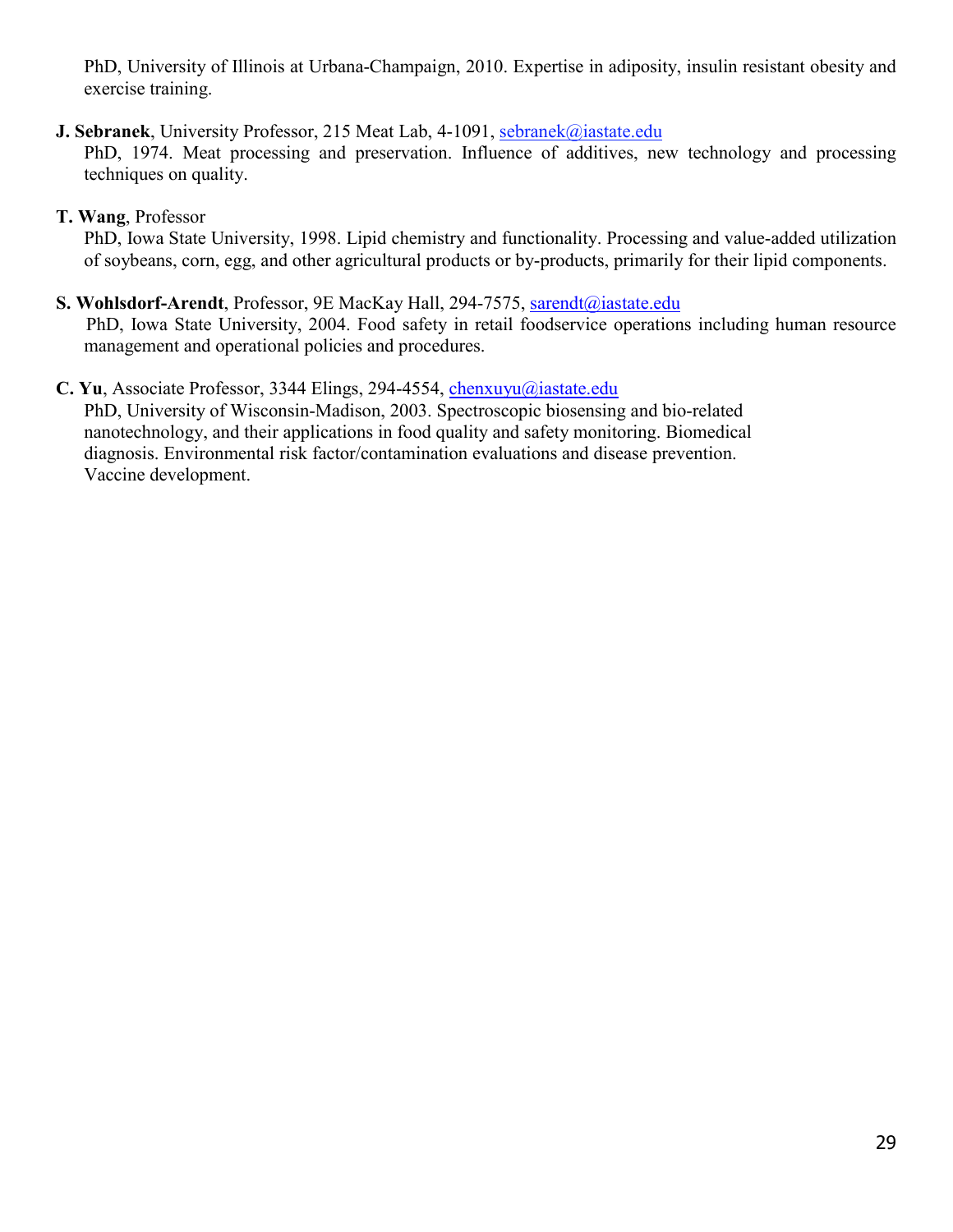PhD, University of Illinois at Urbana-Champaign, 2010. Expertise in adiposity, insulin resistant obesity and exercise training.

**J. Sebranek**, University Professor, 215 Meat Lab, 4-1091, sebranek@iastate.edu
PhD, 1974. Meat processing and preservation. Influence of additives, new technology and processing techniques on quality.

**T. Wang**, Professor
PhD, Iowa State University, 1998. Lipid chemistry and functionality. Processing and value-added utilization of soybeans, corn, egg, and other agricultural products or by-products, primarily for their lipid components.

**S. Wohlsdorf-Arendt**, Professor, 9E MacKay Hall, 294-7575, sarendt@iastate.edu
PhD, Iowa State University, 2004. Food safety in retail foodservice operations including human resource management and operational policies and procedures.

**C. Yu**, Associate Professor, 3344 Elings, 294-4554, chenxuyu@iastate.edu
PhD, University of Wisconsin-Madison, 2003. Spectroscopic biosensing and bio-related nanotechnology, and their applications in food quality and safety monitoring. Biomedical diagnosis. Environmental risk factor/contamination evaluations and disease prevention. Vaccine development.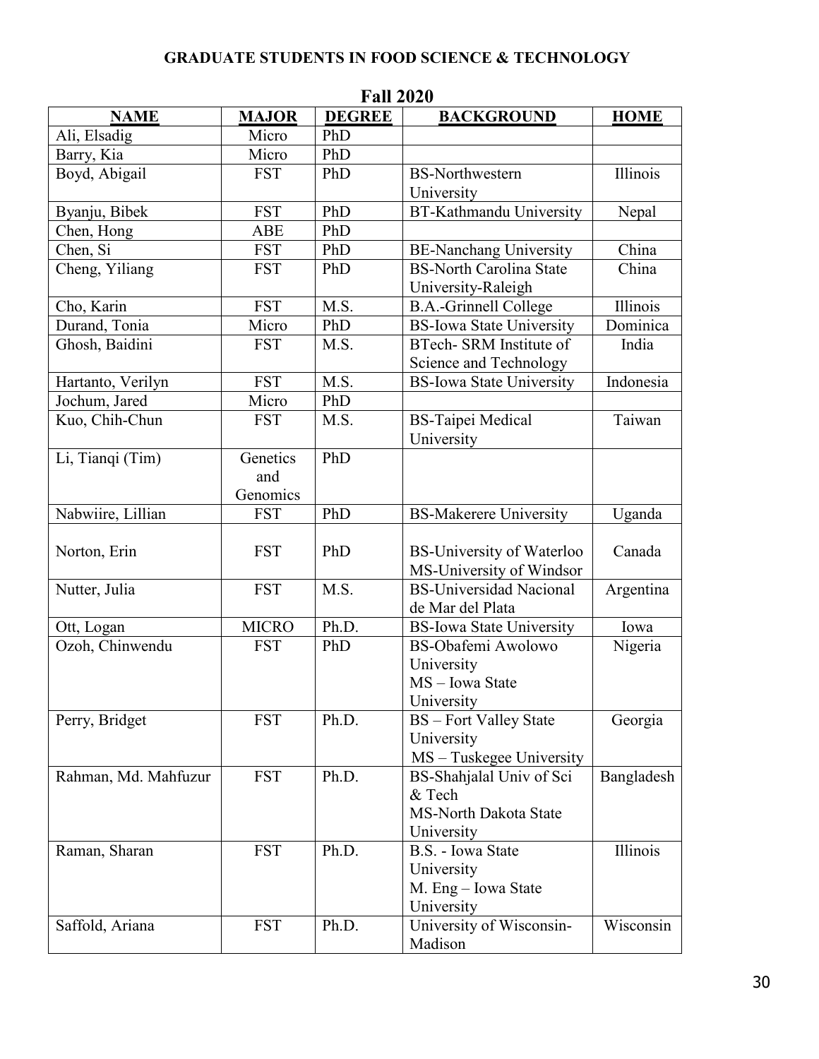# GRADUATE STUDENTS IN FOOD SCIENCE & TECHNOLOGY

## Fall 2020

| NAME | MAJOR | DEGREE | BACKGROUND | HOME |
|---|---|---|---|---|
| Ali, Elsadig | Micro | PhD | | |
| Barry, Kia | Micro | PhD | | |
| Boyd, Abigail | FST | PhD | BS-Northwestern University | Illinois |
| Byanju, Bibek | FST | PhD | BT-Kathmandu University | Nepal |
| Chen, Hong | ABE | PhD | | |
| Chen, Si | FST | PhD | BE-Nanchang University | China |
| Cheng, Yiliang | FST | PhD | BS-North Carolina State University-Raleigh | China |
| Cho, Karin | FST | M.S. | B.A.-Grinnell College | Illinois |
| Durand, Tonia | Micro | PhD | BS-Iowa State University | Dominica |
| Ghosh, Baidini | FST | M.S. | BTech- SRM Institute of Science and Technology | India |
| Hartanto, Verilyn | FST | M.S. | BS-Iowa State University | Indonesia |
| Jochum, Jared | Micro | PhD | | |
| Kuo, Chih-Chun | FST | M.S. | BS-Taipei Medical University | Taiwan |
| Li, Tianqi (Tim) | Genetics and Genomics | PhD | | |
| Nabwiire, Lillian | FST | PhD | BS-Makerere University | Uganda |
| Norton, Erin | FST | PhD | BS-University of Waterloo MS-University of Windsor | Canada |
| Nutter, Julia | FST | M.S. | BS-Universidad Nacional de Mar del Plata | Argentina |
| Ott, Logan | MICRO | Ph.D. | BS-Iowa State University | Iowa |
| Ozoh, Chinwendu | FST | PhD | BS-Obafemi Awolowo University MS – Iowa State University | Nigeria |
| Perry, Bridget | FST | Ph.D. | BS – Fort Valley State University MS – Tuskegee University | Georgia |
| Rahman, Md. Mahfuzur | FST | Ph.D. | BS-Shahjalal Univ of Sci & Tech MS-North Dakota State University | Bangladesh |
| Raman, Sharan | FST | Ph.D. | B.S. - Iowa State University M. Eng – Iowa State University | Illinois |
| Saffold, Ariana | FST | Ph.D. | University of Wisconsin-Madison | Wisconsin |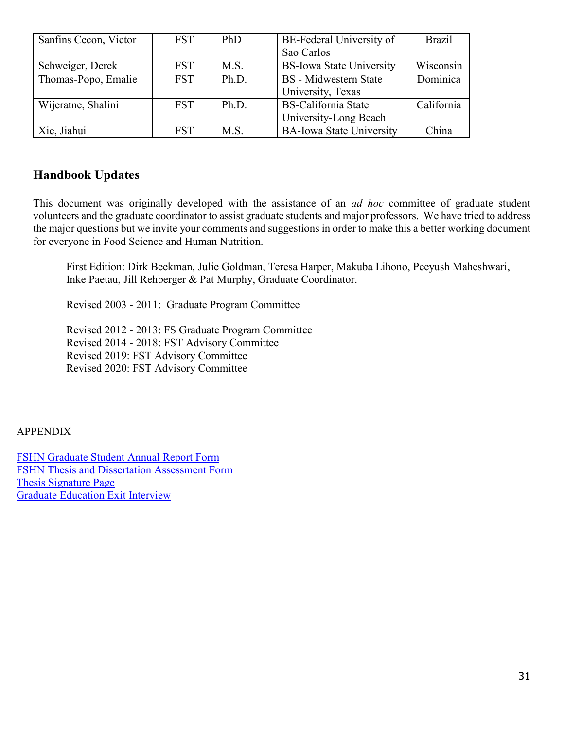| | | | | |
|---|---|---|---|---|
| Sanfins Cecon, Victor | FST | PhD | BE-Federal University of Sao Carlos | Brazil |
| Schweiger, Derek | FST | M.S. | BS-Iowa State University | Wisconsin |
| Thomas-Popo, Emalie | FST | Ph.D. | BS - Midwestern State University, Texas | Dominica |
| Wijeratne, Shalini | FST | Ph.D. | BS-California State University-Long Beach | California |
| Xie, Jiahui | FST | M.S. | BA-Iowa State University | China |

## Handbook Updates

This document was originally developed with the assistance of an *ad hoc* committee of graduate student volunteers and the graduate coordinator to assist graduate students and major professors. We have tried to address the major questions but we invite your comments and suggestions in order to make this a better working document for everyone in Food Science and Human Nutrition.

First Edition: Dirk Beekman, Julie Goldman, Teresa Harper, Makuba Lihono, Peeyush Maheshwari, Inke Paetau, Jill Rehberger & Pat Murphy, Graduate Coordinator.

Revised 2003 - 2011: Graduate Program Committee

Revised 2012 - 2013: FS Graduate Program Committee
Revised 2014 - 2018: FST Advisory Committee
Revised 2019: FST Advisory Committee
Revised 2020: FST Advisory Committee

APPENDIX

FSHN Graduate Student Annual Report Form
FSHN Thesis and Dissertation Assessment Form
Thesis Signature Page
Graduate Education Exit Interview